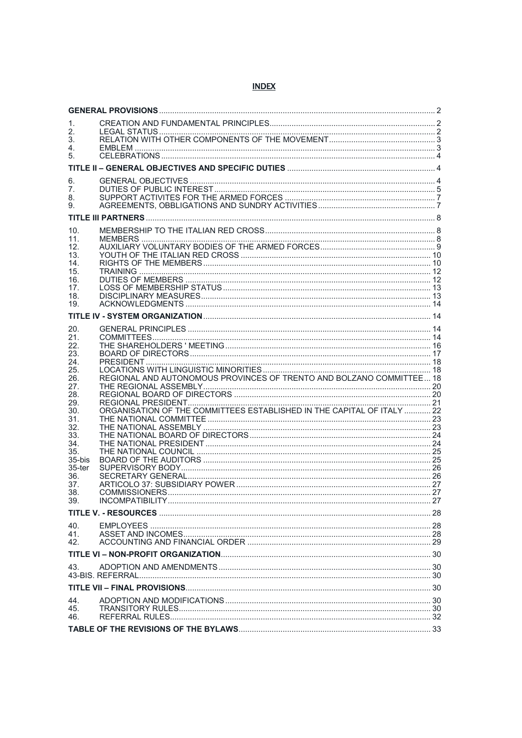# INDEX

| | | |
|---|---|---|
| **GENERAL PROVISIONS** | | 2 |
| 1. | CREATION AND FUNDAMENTAL PRINCIPLES | 2 |
| 2. | LEGAL STATUS | 2 |
| 3. | RELATION WITH OTHER COMPONENTS OF THE MOVEMENT | 3 |
| 4. | EMBLEM | 3 |
| 5. | CELEBRATIONS | 4 |
| **TITLE II – GENERAL OBJECTIVES AND SPECIFIC DUTIES** | | 4 |
| 6. | GENERAL OBJECTIVES | 4 |
| 7. | DUTIES OF PUBLIC INTEREST | 5 |
| 8. | SUPPORT ACTIVITES FOR THE ARMED FORCES | 7 |
| 9. | AGREEMENTS, OBBLIGATIONS AND SUNDRY ACTIVITIES | 7 |
| **TITLE III PARTNERS** | | 8 |
| 10. | MEMBERSHIP TO THE ITALIAN RED CROSS | 8 |
| 11. | MEMBERS | 8 |
| 12. | AUXILIARY VOLUNTARY BODIES OF THE ARMED FORCES | 9 |
| 13. | YOUTH OF THE ITALIAN RED CROSS | 10 |
| 14. | RIGHTS OF THE MEMBERS | 10 |
| 15. | TRAINING | 12 |
| 16. | DUTIES OF MEMBERS | 12 |
| 17. | LOSS OF MEMBERSHIP STATUS | 13 |
| 18. | DISCIPLINARY MEASURES | 13 |
| 19. | ACKNOWLEDGMENTS | 14 |
| **TITLE IV - SYSTEM ORGANIZATION** | | 14 |
| 20. | GENERAL PRINCIPLES | 14 |
| 21. | COMMITTEES | 14 |
| 22. | THE SHAREHOLDERS ' MEETING | 16 |
| 23. | BOARD OF DIRECTORS | 17 |
| 24. | PRESIDENT | 18 |
| 25. | LOCATIONS WITH LINGUISTIC MINORITIES | 18 |
| 26. | REGIONAL AND AUTONOMOUS PROVINCES OF TRENTO AND BOLZANO COMMITTEE | 18 |
| 27. | THE REGIONAL ASSEMBLY | 20 |
| 28. | REGIONAL BOARD OF DIRECTORS | 20 |
| 29. | REGIONAL PRESIDENT | 21 |
| 30. | ORGANISATION OF THE COMMITTEES ESTABLISHED IN THE CAPITAL OF ITALY | 22 |
| 31. | THE NATIONAL COMMITTEE | 23 |
| 32. | THE NATIONAL ASSEMBLY | 23 |
| 33. | THE NATIONAL BOARD OF DIRECTORS | 24 |
| 34. | THE NATIONAL PRESIDENT | 24 |
| 35. | THE NATIONAL COUNCIL | 25 |
| 35-bis | BOARD OF THE AUDITORS | 25 |
| 35-ter | SUPERVISORY BODY | 26 |
| 36. | SECRETARY GENERAL | 26 |
| 37. | ARTICOLO 37: SUBSIDIARY POWER | 27 |
| 38. | COMMISSIONERS | 27 |
| 39. | INCOMPATIBILITY | 27 |
| **TITLE V. - RESOURCES** | | 28 |
| 40. | EMPLOYEES | 28 |
| 41. | ASSET AND INCOMES | 28 |
| 42. | ACCOUNTING AND FINANCIAL ORDER | 29 |
| **TITLE VI – NON-PROFIT ORGANIZATION** | | 30 |
| 43. | ADOPTION AND AMENDMENTS | 30 |
| 43-BIS. REFERRAL | | 30 |
| **TITLE VII – FINAL PROVISIONS** | | 30 |
| 44. | ADOPTION AND MODIFICATIONS | 30 |
| 45. | TRANSITORY RULES | 30 |
| 46. | REFERRAL RULES | 32 |
| **TABLE OF THE REVISIONS OF THE BYLAWS** | | 33 |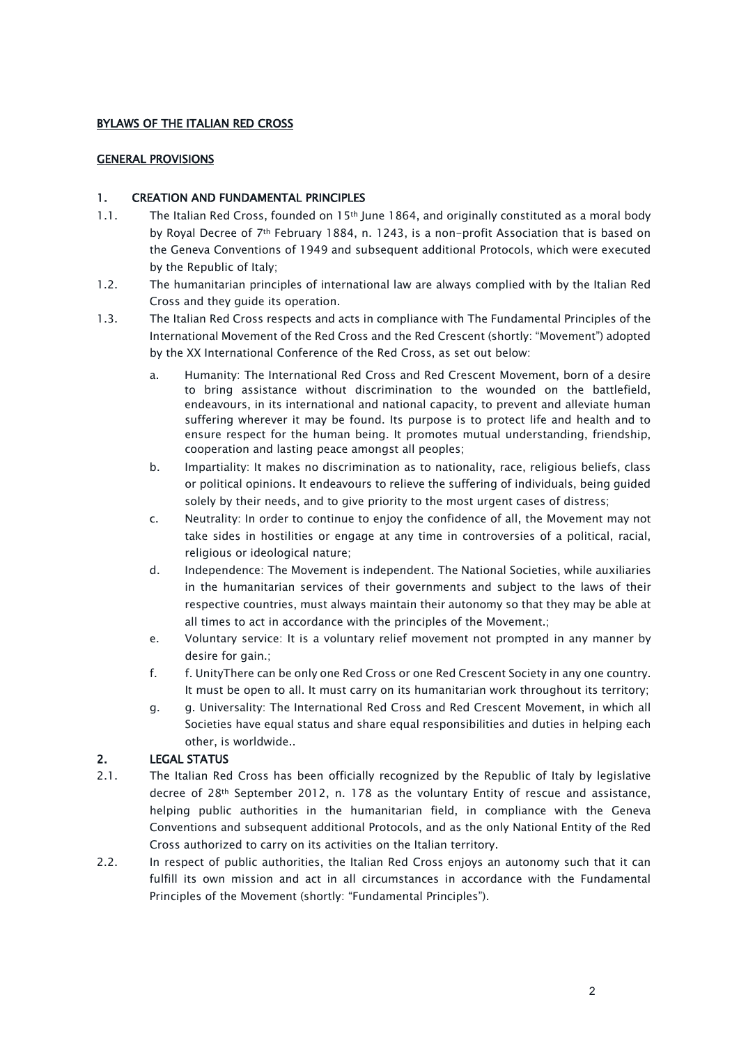## BYLAWS OF THE ITALIAN RED CROSS

### GENERAL PROVISIONS

### 1. CREATION AND FUNDAMENTAL PRINCIPLES

1.1. The Italian Red Cross, founded on 15th June 1864, and originally constituted as a moral body by Royal Decree of 7th February 1884, n. 1243, is a non-profit Association that is based on the Geneva Conventions of 1949 and subsequent additional Protocols, which were executed by the Republic of Italy;

1.2. The humanitarian principles of international law are always complied with by the Italian Red Cross and they guide its operation.

1.3. The Italian Red Cross respects and acts in compliance with The Fundamental Principles of the International Movement of the Red Cross and the Red Crescent (shortly: "Movement") adopted by the XX International Conference of the Red Cross, as set out below:

   a. Humanity: The International Red Cross and Red Crescent Movement, born of a desire to bring assistance without discrimination to the wounded on the battlefield, endeavours, in its international and national capacity, to prevent and alleviate human suffering wherever it may be found. Its purpose is to protect life and health and to ensure respect for the human being. It promotes mutual understanding, friendship, cooperation and lasting peace amongst all peoples;

   b. Impartiality: It makes no discrimination as to nationality, race, religious beliefs, class or political opinions. It endeavours to relieve the suffering of individuals, being guided solely by their needs, and to give priority to the most urgent cases of distress;

   c. Neutrality: In order to continue to enjoy the confidence of all, the Movement may not take sides in hostilities or engage at any time in controversies of a political, racial, religious or ideological nature;

   d. Independence: The Movement is independent. The National Societies, while auxiliaries in the humanitarian services of their governments and subject to the laws of their respective countries, must always maintain their autonomy so that they may be able at all times to act in accordance with the principles of the Movement.;

   e. Voluntary service: It is a voluntary relief movement not prompted in any manner by desire for gain.;

   f. f. UnityThere can be only one Red Cross or one Red Crescent Society in any one country. It must be open to all. It must carry on its humanitarian work throughout its territory;

   g. g. Universality: The International Red Cross and Red Crescent Movement, in which all Societies have equal status and share equal responsibilities and duties in helping each other, is worldwide..

### 2. LEGAL STATUS

2.1. The Italian Red Cross has been officially recognized by the Republic of Italy by legislative decree of 28th September 2012, n. 178 as the voluntary Entity of rescue and assistance, helping public authorities in the humanitarian field, in compliance with the Geneva Conventions and subsequent additional Protocols, and as the only National Entity of the Red Cross authorized to carry on its activities on the Italian territory.

2.2. In respect of public authorities, the Italian Red Cross enjoys an autonomy such that it can fulfill its own mission and act in all circumstances in accordance with the Fundamental Principles of the Movement (shortly: "Fundamental Principles").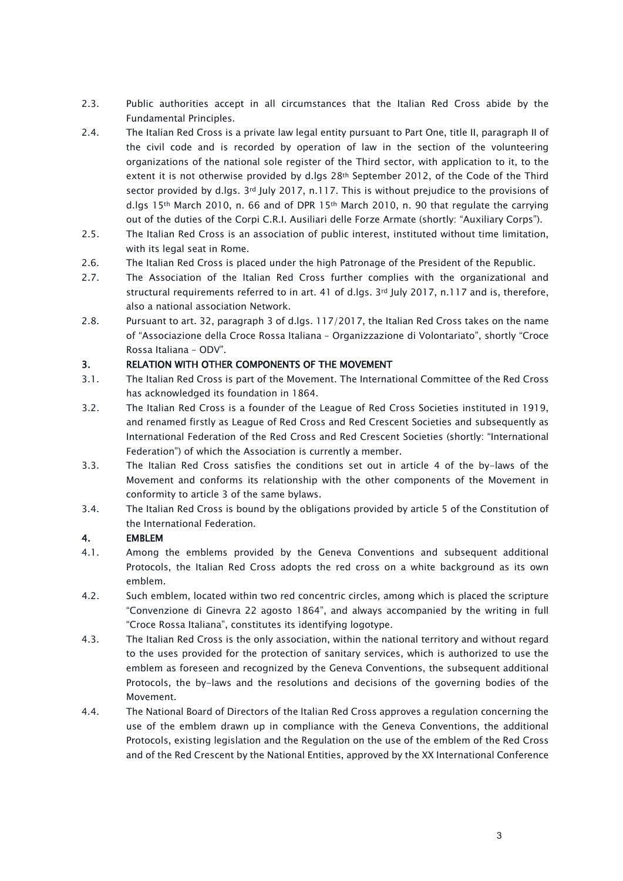2.3. Public authorities accept in all circumstances that the Italian Red Cross abide by the Fundamental Principles.

2.4. The Italian Red Cross is a private law legal entity pursuant to Part One, title II, paragraph II of the civil code and is recorded by operation of law in the section of the volunteering organizations of the national sole register of the Third sector, with application to it, to the extent it is not otherwise provided by d.lgs 28th September 2012, of the Code of the Third sector provided by d.lgs. 3rd July 2017, n.117. This is without prejudice to the provisions of d.lgs 15th March 2010, n. 66 and of DPR 15th March 2010, n. 90 that regulate the carrying out of the duties of the Corpi C.R.I. Ausiliari delle Forze Armate (shortly: "Auxiliary Corps").

2.5. The Italian Red Cross is an association of public interest, instituted without time limitation, with its legal seat in Rome.

2.6. The Italian Red Cross is placed under the high Patronage of the President of the Republic.

2.7. The Association of the Italian Red Cross further complies with the organizational and structural requirements referred to in art. 41 of d.lgs. 3rd July 2017, n.117 and is, therefore, also a national association Network.

2.8. Pursuant to art. 32, paragraph 3 of d.lgs. 117/2017, the Italian Red Cross takes on the name of "Associazione della Croce Rossa Italiana – Organizzazione di Volontariato", shortly "Croce Rossa Italiana – ODV".

## 3. RELATION WITH OTHER COMPONENTS OF THE MOVEMENT

3.1. The Italian Red Cross is part of the Movement. The International Committee of the Red Cross has acknowledged its foundation in 1864.

3.2. The Italian Red Cross is a founder of the League of Red Cross Societies instituted in 1919, and renamed firstly as League of Red Cross and Red Crescent Societies and subsequently as International Federation of the Red Cross and Red Crescent Societies (shortly: "International Federation") of which the Association is currently a member.

3.3. The Italian Red Cross satisfies the conditions set out in article 4 of the by-laws of the Movement and conforms its relationship with the other components of the Movement in conformity to article 3 of the same bylaws.

3.4. The Italian Red Cross is bound by the obligations provided by article 5 of the Constitution of the International Federation.

## 4. EMBLEM

4.1. Among the emblems provided by the Geneva Conventions and subsequent additional Protocols, the Italian Red Cross adopts the red cross on a white background as its own emblem.

4.2. Such emblem, located within two red concentric circles, among which is placed the scripture "Convenzione di Ginevra 22 agosto 1864", and always accompanied by the writing in full "Croce Rossa Italiana", constitutes its identifying logotype.

4.3. The Italian Red Cross is the only association, within the national territory and without regard to the uses provided for the protection of sanitary services, which is authorized to use the emblem as foreseen and recognized by the Geneva Conventions, the subsequent additional Protocols, the by-laws and the resolutions and decisions of the governing bodies of the Movement.

4.4. The National Board of Directors of the Italian Red Cross approves a regulation concerning the use of the emblem drawn up in compliance with the Geneva Conventions, the additional Protocols, existing legislation and the Regulation on the use of the emblem of the Red Cross and of the Red Crescent by the National Entities, approved by the XX International Conference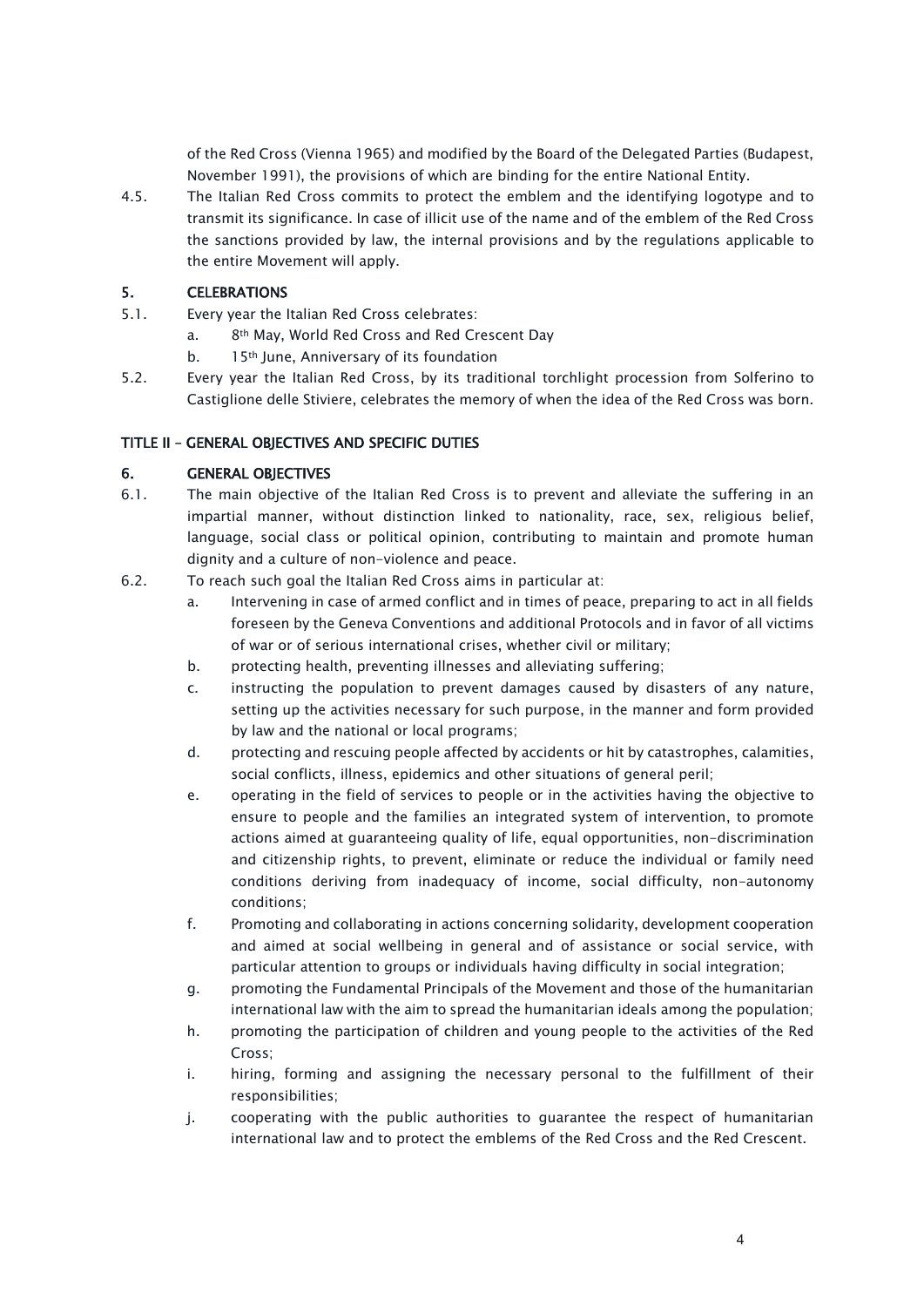of the Red Cross (Vienna 1965) and modified by the Board of the Delegated Parties (Budapest, November 1991), the provisions of which are binding for the entire National Entity.

4.5. The Italian Red Cross commits to protect the emblem and the identifying logotype and to transmit its significance. In case of illicit use of the name and of the emblem of the Red Cross the sanctions provided by law, the internal provisions and by the regulations applicable to the entire Movement will apply.

## 5. CELEBRATIONS

5.1. Every year the Italian Red Cross celebrates:

a. 8th May, World Red Cross and Red Crescent Day

b. 15th June, Anniversary of its foundation

5.2. Every year the Italian Red Cross, by its traditional torchlight procession from Solferino to Castiglione delle Stiviere, celebrates the memory of when the idea of the Red Cross was born.

# TITLE II – GENERAL OBJECTIVES AND SPECIFIC DUTIES

## 6. GENERAL OBJECTIVES

6.1. The main objective of the Italian Red Cross is to prevent and alleviate the suffering in an impartial manner, without distinction linked to nationality, race, sex, religious belief, language, social class or political opinion, contributing to maintain and promote human dignity and a culture of non-violence and peace.

6.2. To reach such goal the Italian Red Cross aims in particular at:

a. Intervening in case of armed conflict and in times of peace, preparing to act in all fields foreseen by the Geneva Conventions and additional Protocols and in favor of all victims of war or of serious international crises, whether civil or military;

b. protecting health, preventing illnesses and alleviating suffering;

c. instructing the population to prevent damages caused by disasters of any nature, setting up the activities necessary for such purpose, in the manner and form provided by law and the national or local programs;

d. protecting and rescuing people affected by accidents or hit by catastrophes, calamities, social conflicts, illness, epidemics and other situations of general peril;

e. operating in the field of services to people or in the activities having the objective to ensure to people and the families an integrated system of intervention, to promote actions aimed at guaranteeing quality of life, equal opportunities, non-discrimination and citizenship rights, to prevent, eliminate or reduce the individual or family need conditions deriving from inadequacy of income, social difficulty, non-autonomy conditions;

f. Promoting and collaborating in actions concerning solidarity, development cooperation and aimed at social wellbeing in general and of assistance or social service, with particular attention to groups or individuals having difficulty in social integration;

g. promoting the Fundamental Principals of the Movement and those of the humanitarian international law with the aim to spread the humanitarian ideals among the population;

h. promoting the participation of children and young people to the activities of the Red Cross;

i. hiring, forming and assigning the necessary personal to the fulfillment of their responsibilities;

j. cooperating with the public authorities to guarantee the respect of humanitarian international law and to protect the emblems of the Red Cross and the Red Crescent.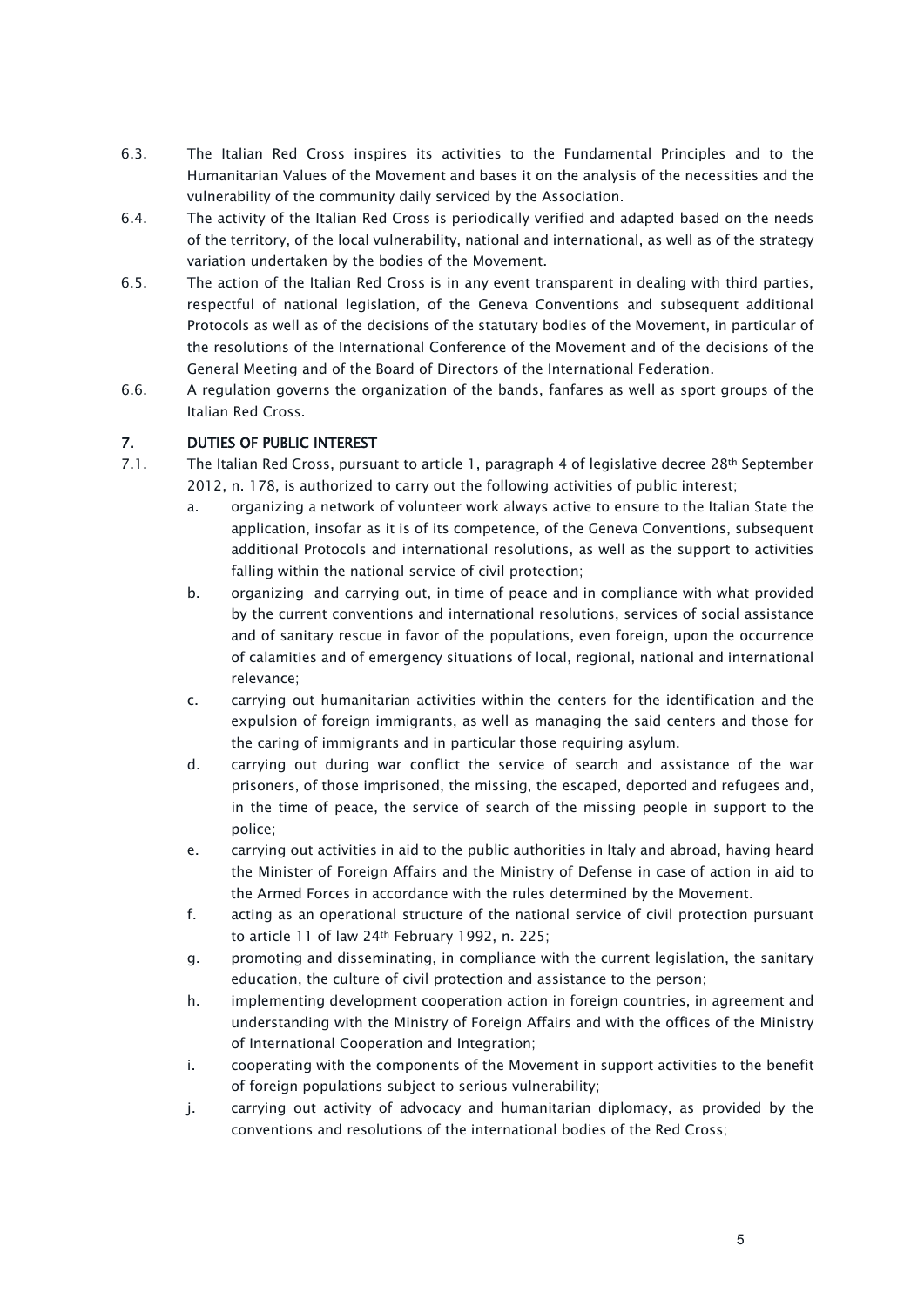6.3. The Italian Red Cross inspires its activities to the Fundamental Principles and to the Humanitarian Values of the Movement and bases it on the analysis of the necessities and the vulnerability of the community daily serviced by the Association.

6.4. The activity of the Italian Red Cross is periodically verified and adapted based on the needs of the territory, of the local vulnerability, national and international, as well as of the strategy variation undertaken by the bodies of the Movement.

6.5. The action of the Italian Red Cross is in any event transparent in dealing with third parties, respectful of national legislation, of the Geneva Conventions and subsequent additional Protocols as well as of the decisions of the statutary bodies of the Movement, in particular of the resolutions of the International Conference of the Movement and of the decisions of the General Meeting and of the Board of Directors of the International Federation.

6.6. A regulation governs the organization of the bands, fanfares as well as sport groups of the Italian Red Cross.

## 7. DUTIES OF PUBLIC INTEREST

7.1. The Italian Red Cross, pursuant to article 1, paragraph 4 of legislative decree 28th September 2012, n. 178, is authorized to carry out the following activities of public interest;

a. organizing a network of volunteer work always active to ensure to the Italian State the application, insofar as it is of its competence, of the Geneva Conventions, subsequent additional Protocols and international resolutions, as well as the support to activities falling within the national service of civil protection;

b. organizing and carrying out, in time of peace and in compliance with what provided by the current conventions and international resolutions, services of social assistance and of sanitary rescue in favor of the populations, even foreign, upon the occurrence of calamities and of emergency situations of local, regional, national and international relevance;

c. carrying out humanitarian activities within the centers for the identification and the expulsion of foreign immigrants, as well as managing the said centers and those for the caring of immigrants and in particular those requiring asylum.

d. carrying out during war conflict the service of search and assistance of the war prisoners, of those imprisoned, the missing, the escaped, deported and refugees and, in the time of peace, the service of search of the missing people in support to the police;

e. carrying out activities in aid to the public authorities in Italy and abroad, having heard the Minister of Foreign Affairs and the Ministry of Defense in case of action in aid to the Armed Forces in accordance with the rules determined by the Movement.

f. acting as an operational structure of the national service of civil protection pursuant to article 11 of law 24th February 1992, n. 225;

g. promoting and disseminating, in compliance with the current legislation, the sanitary education, the culture of civil protection and assistance to the person;

h. implementing development cooperation action in foreign countries, in agreement and understanding with the Ministry of Foreign Affairs and with the offices of the Ministry of International Cooperation and Integration;

i. cooperating with the components of the Movement in support activities to the benefit of foreign populations subject to serious vulnerability;

j. carrying out activity of advocacy and humanitarian diplomacy, as provided by the conventions and resolutions of the international bodies of the Red Cross;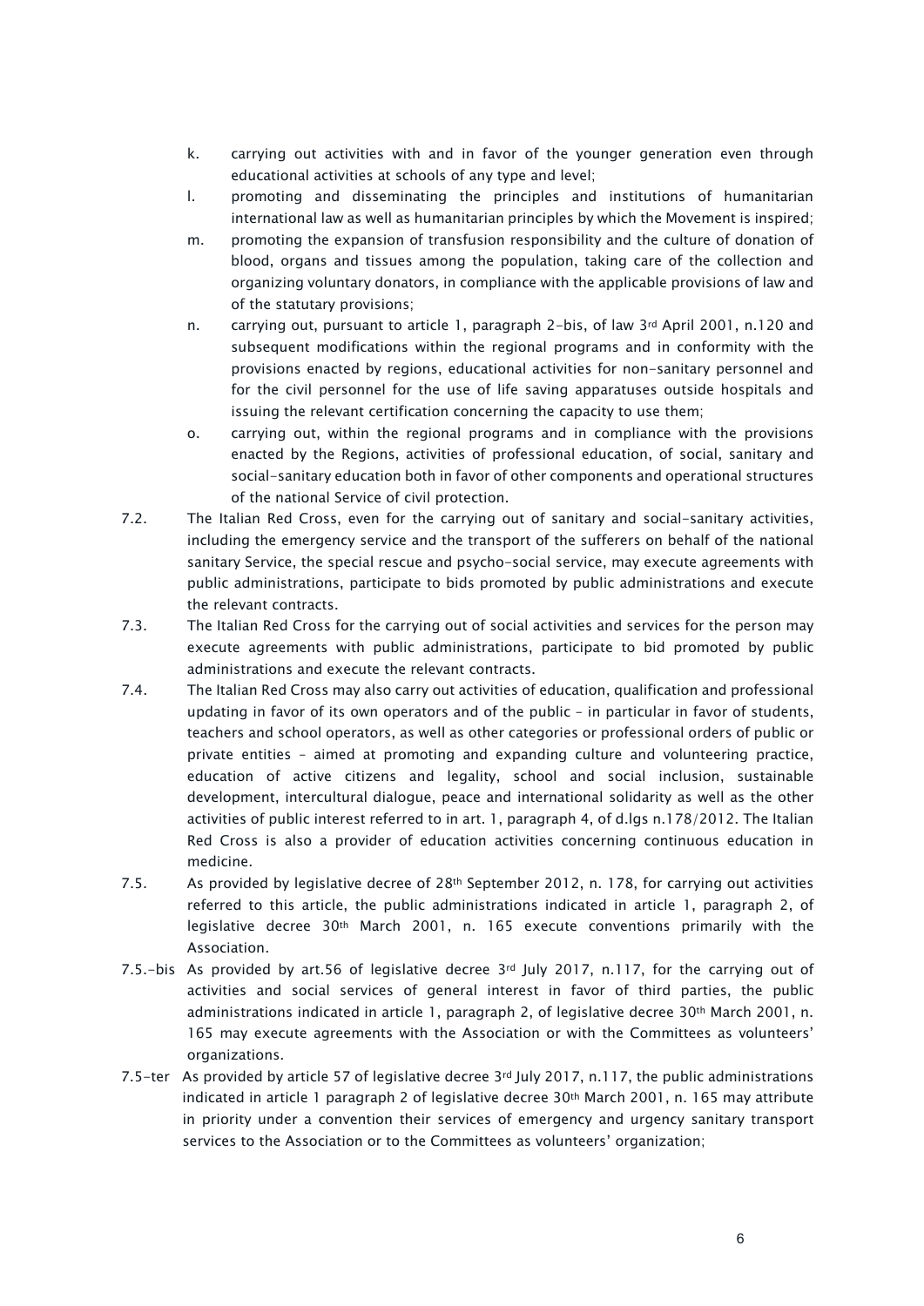k. carrying out activities with and in favor of the younger generation even through educational activities at schools of any type and level;

l. promoting and disseminating the principles and institutions of humanitarian international law as well as humanitarian principles by which the Movement is inspired;

m. promoting the expansion of transfusion responsibility and the culture of donation of blood, organs and tissues among the population, taking care of the collection and organizing voluntary donators, in compliance with the applicable provisions of law and of the statutory provisions;

n. carrying out, pursuant to article 1, paragraph 2-bis, of law 3rd April 2001, n.120 and subsequent modifications within the regional programs and in conformity with the provisions enacted by regions, educational activities for non-sanitary personnel and for the civil personnel for the use of life saving apparatuses outside hospitals and issuing the relevant certification concerning the capacity to use them;

o. carrying out, within the regional programs and in compliance with the provisions enacted by the Regions, activities of professional education, of social, sanitary and social-sanitary education both in favor of other components and operational structures of the national Service of civil protection.

7.2. The Italian Red Cross, even for the carrying out of sanitary and social-sanitary activities, including the emergency service and the transport of the sufferers on behalf of the national sanitary Service, the special rescue and psycho-social service, may execute agreements with public administrations, participate to bids promoted by public administrations and execute the relevant contracts.

7.3. The Italian Red Cross for the carrying out of social activities and services for the person may execute agreements with public administrations, participate to bid promoted by public administrations and execute the relevant contracts.

7.4. The Italian Red Cross may also carry out activities of education, qualification and professional updating in favor of its own operators and of the public – in particular in favor of students, teachers and school operators, as well as other categories or professional orders of public or private entities – aimed at promoting and expanding culture and volunteering practice, education of active citizens and legality, school and social inclusion, sustainable development, intercultural dialogue, peace and international solidarity as well as the other activities of public interest referred to in art. 1, paragraph 4, of d.lgs n.178/2012. The Italian Red Cross is also a provider of education activities concerning continuous education in medicine.

7.5. As provided by legislative decree of 28th September 2012, n. 178, for carrying out activities referred to this article, the public administrations indicated in article 1, paragraph 2, of legislative decree 30th March 2001, n. 165 execute conventions primarily with the Association.

7.5.-bis As provided by art.56 of legislative decree 3rd July 2017, n.117, for the carrying out of activities and social services of general interest in favor of third parties, the public administrations indicated in article 1, paragraph 2, of legislative decree 30th March 2001, n. 165 may execute agreements with the Association or with the Committees as volunteers' organizations.

7.5-ter As provided by article 57 of legislative decree 3rd July 2017, n.117, the public administrations indicated in article 1 paragraph 2 of legislative decree 30th March 2001, n. 165 may attribute in priority under a convention their services of emergency and urgency sanitary transport services to the Association or to the Committees as volunteers' organization;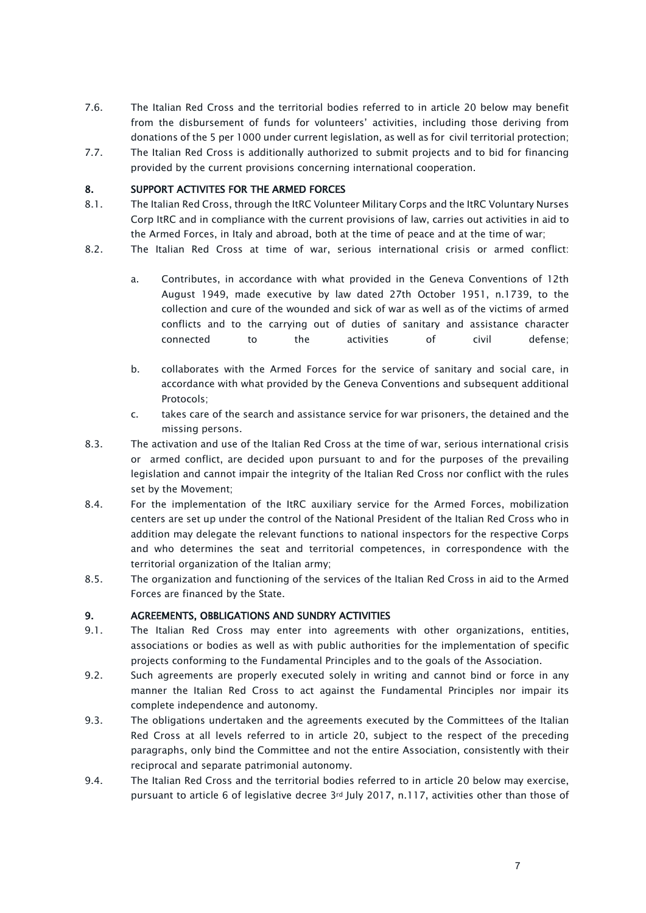7.6. The Italian Red Cross and the territorial bodies referred to in article 20 below may benefit from the disbursement of funds for volunteers' activities, including those deriving from donations of the 5 per 1000 under current legislation, as well as for civil territorial protection;

7.7. The Italian Red Cross is additionally authorized to submit projects and to bid for financing provided by the current provisions concerning international cooperation.

## 8. SUPPORT ACTIVITES FOR THE ARMED FORCES

8.1. The Italian Red Cross, through the ItRC Volunteer Military Corps and the ItRC Voluntary Nurses Corp ItRC and in compliance with the current provisions of law, carries out activities in aid to the Armed Forces, in Italy and abroad, both at the time of peace and at the time of war;

8.2. The Italian Red Cross at time of war, serious international crisis or armed conflict:

a. Contributes, in accordance with what provided in the Geneva Conventions of 12th August 1949, made executive by law dated 27th October 1951, n.1739, to the collection and cure of the wounded and sick of war as well as of the victims of armed conflicts and to the carrying out of duties of sanitary and assistance character connected to the activities of civil defense;

b. collaborates with the Armed Forces for the service of sanitary and social care, in accordance with what provided by the Geneva Conventions and subsequent additional Protocols;

c. takes care of the search and assistance service for war prisoners, the detained and the missing persons.

8.3. The activation and use of the Italian Red Cross at the time of war, serious international crisis or armed conflict, are decided upon pursuant to and for the purposes of the prevailing legislation and cannot impair the integrity of the Italian Red Cross nor conflict with the rules set by the Movement;

8.4. For the implementation of the ItRC auxiliary service for the Armed Forces, mobilization centers are set up under the control of the National President of the Italian Red Cross who in addition may delegate the relevant functions to national inspectors for the respective Corps and who determines the seat and territorial competences, in correspondence with the territorial organization of the Italian army;

8.5. The organization and functioning of the services of the Italian Red Cross in aid to the Armed Forces are financed by the State.

## 9. AGREEMENTS, OBBLIGATIONS AND SUNDRY ACTIVITIES

9.1. The Italian Red Cross may enter into agreements with other organizations, entities, associations or bodies as well as with public authorities for the implementation of specific projects conforming to the Fundamental Principles and to the goals of the Association.

9.2. Such agreements are properly executed solely in writing and cannot bind or force in any manner the Italian Red Cross to act against the Fundamental Principles nor impair its complete independence and autonomy.

9.3. The obligations undertaken and the agreements executed by the Committees of the Italian Red Cross at all levels referred to in article 20, subject to the respect of the preceding paragraphs, only bind the Committee and not the entire Association, consistently with their reciprocal and separate patrimonial autonomy.

9.4. The Italian Red Cross and the territorial bodies referred to in article 20 below may exercise, pursuant to article 6 of legislative decree 3rd July 2017, n.117, activities other than those of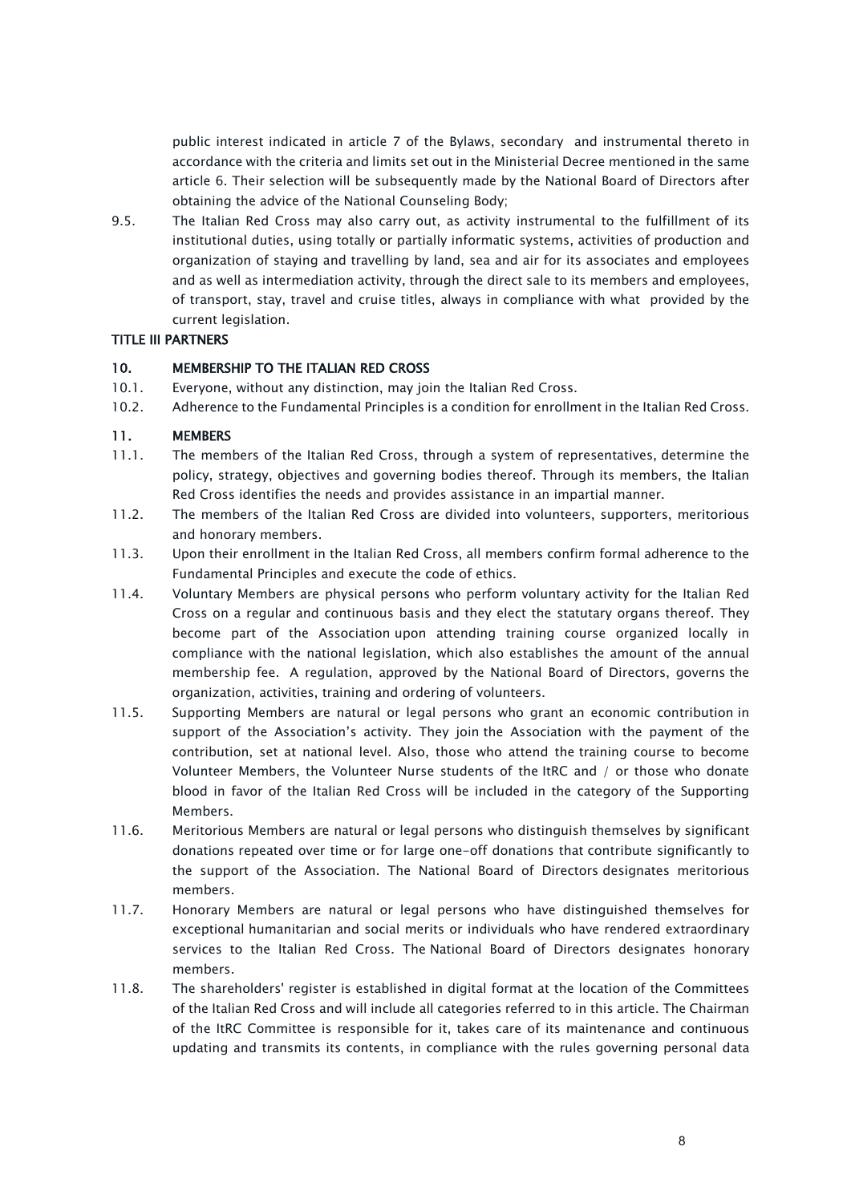public interest indicated in article 7 of the Bylaws, secondary and instrumental thereto in accordance with the criteria and limits set out in the Ministerial Decree mentioned in the same article 6. Their selection will be subsequently made by the National Board of Directors after obtaining the advice of the National Counseling Body;

9.5. The Italian Red Cross may also carry out, as activity instrumental to the fulfillment of its institutional duties, using totally or partially informatic systems, activities of production and organization of staying and travelling by land, sea and air for its associates and employees and as well as intermediation activity, through the direct sale to its members and employees, of transport, stay, travel and cruise titles, always in compliance with what provided by the current legislation.

## TITLE III PARTNERS

### 10. MEMBERSHIP TO THE ITALIAN RED CROSS

10.1. Everyone, without any distinction, may join the Italian Red Cross.

10.2. Adherence to the Fundamental Principles is a condition for enrollment in the Italian Red Cross.

### 11. MEMBERS

11.1. The members of the Italian Red Cross, through a system of representatives, determine the policy, strategy, objectives and governing bodies thereof. Through its members, the Italian Red Cross identifies the needs and provides assistance in an impartial manner.

11.2. The members of the Italian Red Cross are divided into volunteers, supporters, meritorious and honorary members.

11.3. Upon their enrollment in the Italian Red Cross, all members confirm formal adherence to the Fundamental Principles and execute the code of ethics.

11.4. Voluntary Members are physical persons who perform voluntary activity for the Italian Red Cross on a regular and continuous basis and they elect the statutary organs thereof. They become part of the Association upon attending training course organized locally in compliance with the national legislation, which also establishes the amount of the annual membership fee. A regulation, approved by the National Board of Directors, governs the organization, activities, training and ordering of volunteers.

11.5. Supporting Members are natural or legal persons who grant an economic contribution in support of the Association's activity. They join the Association with the payment of the contribution, set at national level. Also, those who attend the training course to become Volunteer Members, the Volunteer Nurse students of the ItRC and / or those who donate blood in favor of the Italian Red Cross will be included in the category of the Supporting Members.

11.6. Meritorious Members are natural or legal persons who distinguish themselves by significant donations repeated over time or for large one-off donations that contribute significantly to the support of the Association. The National Board of Directors designates meritorious members.

11.7. Honorary Members are natural or legal persons who have distinguished themselves for exceptional humanitarian and social merits or individuals who have rendered extraordinary services to the Italian Red Cross. The National Board of Directors designates honorary members.

11.8. The shareholders' register is established in digital format at the location of the Committees of the Italian Red Cross and will include all categories referred to in this article. The Chairman of the ItRC Committee is responsible for it, takes care of its maintenance and continuous updating and transmits its contents, in compliance with the rules governing personal data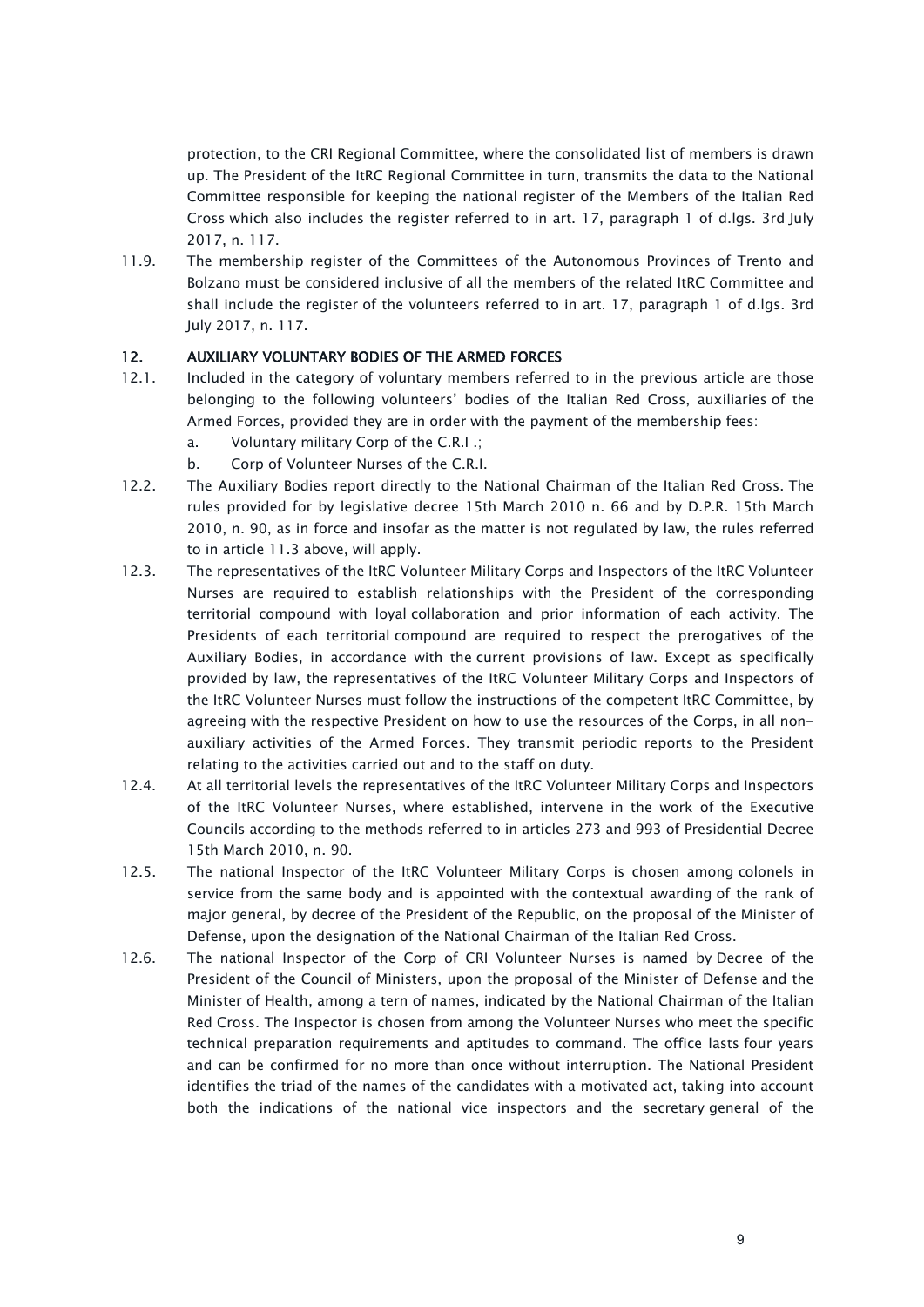protection, to the CRI Regional Committee, where the consolidated list of members is drawn up. The President of the ItRC Regional Committee in turn, transmits the data to the National Committee responsible for keeping the national register of the Members of the Italian Red Cross which also includes the register referred to in art. 17, paragraph 1 of d.lgs. 3rd July 2017, n. 117.

11.9. The membership register of the Committees of the Autonomous Provinces of Trento and Bolzano must be considered inclusive of all the members of the related ItRC Committee and shall include the register of the volunteers referred to in art. 17, paragraph 1 of d.lgs. 3rd July 2017, n. 117.

## 12. AUXILIARY VOLUNTARY BODIES OF THE ARMED FORCES

12.1. Included in the category of voluntary members referred to in the previous article are those belonging to the following volunteers' bodies of the Italian Red Cross, auxiliaries of the Armed Forces, provided they are in order with the payment of the membership fees:

a. Voluntary military Corp of the C.R.I .;
b. Corp of Volunteer Nurses of the C.R.I.

12.2. The Auxiliary Bodies report directly to the National Chairman of the Italian Red Cross. The rules provided for by legislative decree 15th March 2010 n. 66 and by D.P.R. 15th March 2010, n. 90, as in force and insofar as the matter is not regulated by law, the rules referred to in article 11.3 above, will apply.

12.3. The representatives of the ItRC Volunteer Military Corps and Inspectors of the ItRC Volunteer Nurses are required to establish relationships with the President of the corresponding territorial compound with loyal collaboration and prior information of each activity. The Presidents of each territorial compound are required to respect the prerogatives of the Auxiliary Bodies, in accordance with the current provisions of law. Except as specifically provided by law, the representatives of the ItRC Volunteer Military Corps and Inspectors of the ItRC Volunteer Nurses must follow the instructions of the competent ItRC Committee, by agreeing with the respective President on how to use the resources of the Corps, in all non-auxiliary activities of the Armed Forces. They transmit periodic reports to the President relating to the activities carried out and to the staff on duty.

12.4. At all territorial levels the representatives of the ItRC Volunteer Military Corps and Inspectors of the ItRC Volunteer Nurses, where established, intervene in the work of the Executive Councils according to the methods referred to in articles 273 and 993 of Presidential Decree 15th March 2010, n. 90.

12.5. The national Inspector of the ItRC Volunteer Military Corps is chosen among colonels in service from the same body and is appointed with the contextual awarding of the rank of major general, by decree of the President of the Republic, on the proposal of the Minister of Defense, upon the designation of the National Chairman of the Italian Red Cross.

12.6. The national Inspector of the Corp of CRI Volunteer Nurses is named by Decree of the President of the Council of Ministers, upon the proposal of the Minister of Defense and the Minister of Health, among a tern of names, indicated by the National Chairman of the Italian Red Cross. The Inspector is chosen from among the Volunteer Nurses who meet the specific technical preparation requirements and aptitudes to command. The office lasts four years and can be confirmed for no more than once without interruption. The National President identifies the triad of the names of the candidates with a motivated act, taking into account both the indications of the national vice inspectors and the secretary general of the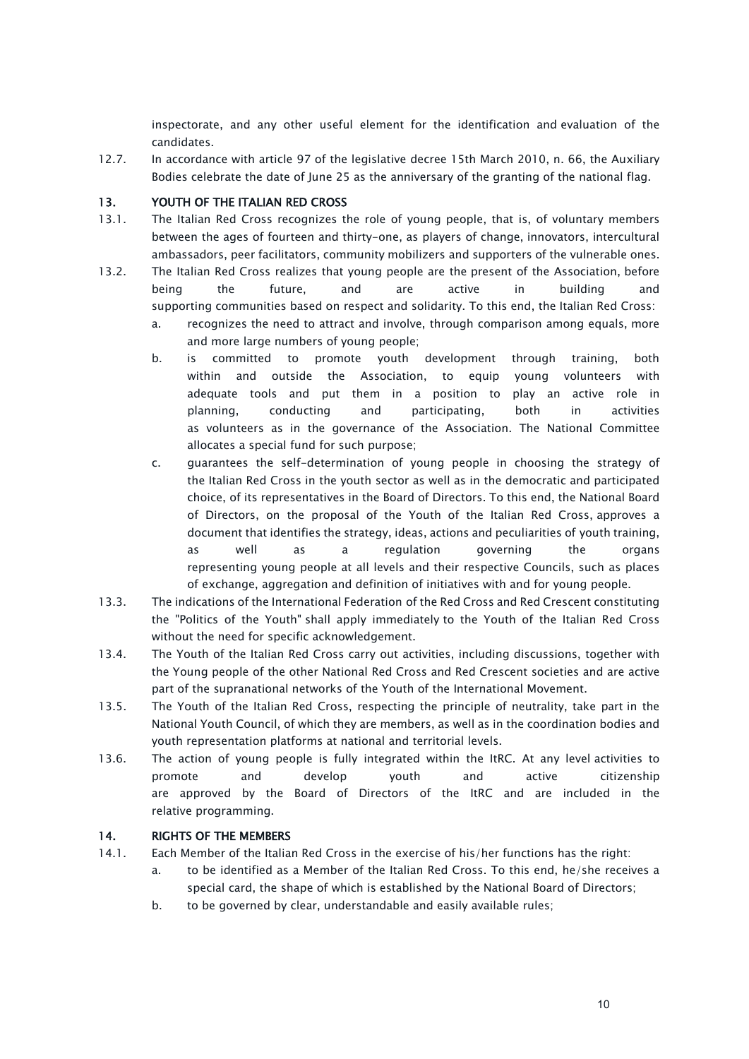inspectorate, and any other useful element for the identification and evaluation of the candidates.

12.7. In accordance with article 97 of the legislative decree 15th March 2010, n. 66, the Auxiliary Bodies celebrate the date of June 25 as the anniversary of the granting of the national flag.

## 13. YOUTH OF THE ITALIAN RED CROSS

13.1. The Italian Red Cross recognizes the role of young people, that is, of voluntary members between the ages of fourteen and thirty-one, as players of change, innovators, intercultural ambassadors, peer facilitators, community mobilizers and supporters of the vulnerable ones.

13.2. The Italian Red Cross realizes that young people are the present of the Association, before being the future, and are active in building and supporting communities based on respect and solidarity. To this end, the Italian Red Cross:

a. recognizes the need to attract and involve, through comparison among equals, more and more large numbers of young people;

b. is committed to promote youth development through training, both within and outside the Association, to equip young volunteers with adequate tools and put them in a position to play an active role in planning, conducting and participating, both in activities as volunteers as in the governance of the Association. The National Committee allocates a special fund for such purpose;

c. guarantees the self-determination of young people in choosing the strategy of the Italian Red Cross in the youth sector as well as in the democratic and participated choice, of its representatives in the Board of Directors. To this end, the National Board of Directors, on the proposal of the Youth of the Italian Red Cross, approves a document that identifies the strategy, ideas, actions and peculiarities of youth training, as well as a regulation governing the organs representing young people at all levels and their respective Councils, such as places of exchange, aggregation and definition of initiatives with and for young people.

13.3. The indications of the International Federation of the Red Cross and Red Crescent constituting the "Politics of the Youth" shall apply immediately to the Youth of the Italian Red Cross without the need for specific acknowledgement.

13.4. The Youth of the Italian Red Cross carry out activities, including discussions, together with the Young people of the other National Red Cross and Red Crescent societies and are active part of the supranational networks of the Youth of the International Movement.

13.5. The Youth of the Italian Red Cross, respecting the principle of neutrality, take part in the National Youth Council, of which they are members, as well as in the coordination bodies and youth representation platforms at national and territorial levels.

13.6. The action of young people is fully integrated within the ItRC. At any level activities to promote and develop youth and active citizenship are approved by the Board of Directors of the ItRC and are included in the relative programming.

## 14. RIGHTS OF THE MEMBERS

14.1. Each Member of the Italian Red Cross in the exercise of his/her functions has the right:

a. to be identified as a Member of the Italian Red Cross. To this end, he/she receives a special card, the shape of which is established by the National Board of Directors;

b. to be governed by clear, understandable and easily available rules;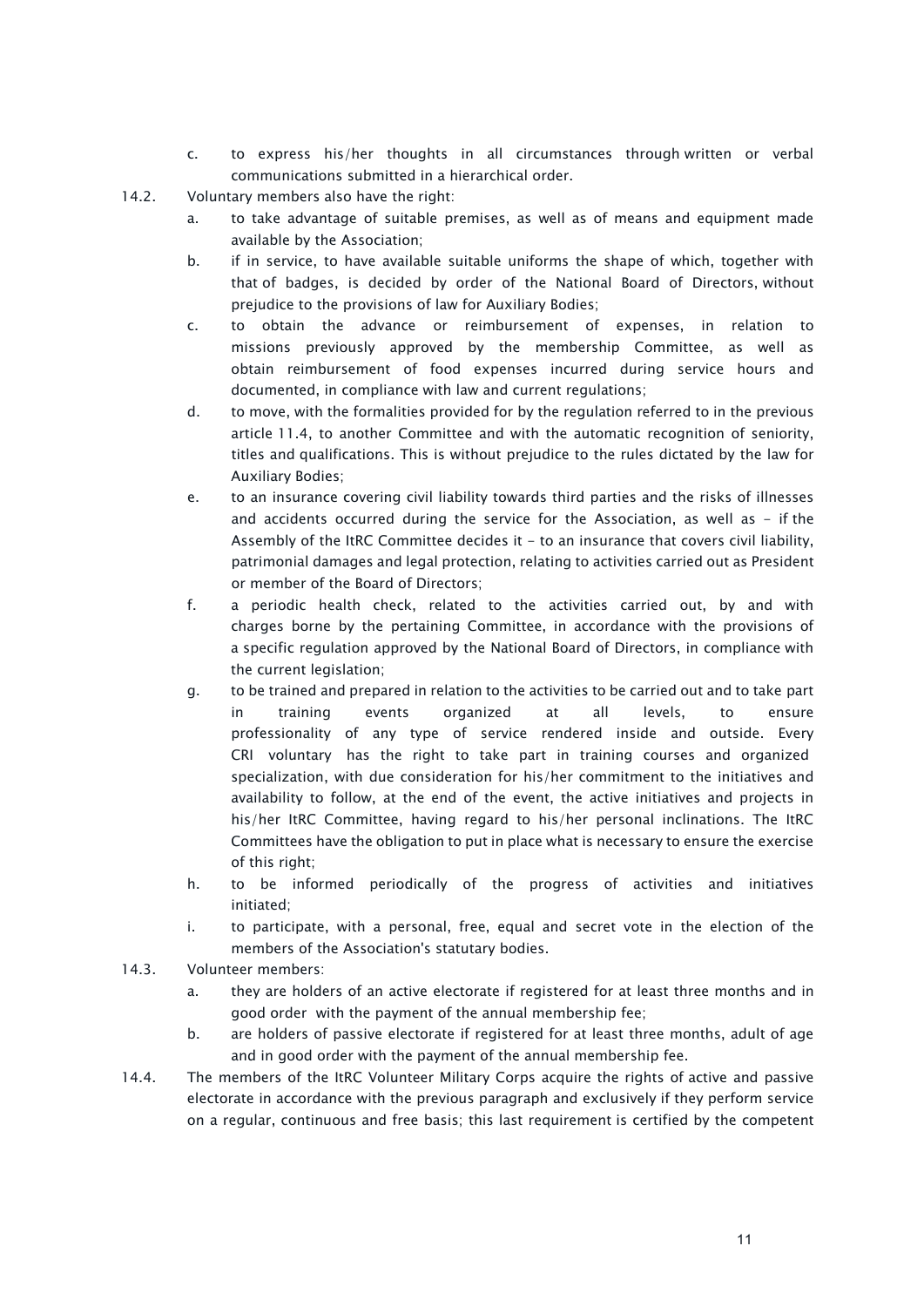c. to express his/her thoughts in all circumstances through written or verbal communications submitted in a hierarchical order.

14.2. Voluntary members also have the right:

a. to take advantage of suitable premises, as well as of means and equipment made available by the Association;

b. if in service, to have available suitable uniforms the shape of which, together with that of badges, is decided by order of the National Board of Directors, without prejudice to the provisions of law for Auxiliary Bodies;

c. to obtain the advance or reimbursement of expenses, in relation to missions previously approved by the membership Committee, as well as obtain reimbursement of food expenses incurred during service hours and documented, in compliance with law and current regulations;

d. to move, with the formalities provided for by the regulation referred to in the previous article 11.4, to another Committee and with the automatic recognition of seniority, titles and qualifications. This is without prejudice to the rules dictated by the law for Auxiliary Bodies;

e. to an insurance covering civil liability towards third parties and the risks of illnesses and accidents occurred during the service for the Association, as well as - if the Assembly of the ItRC Committee decides it - to an insurance that covers civil liability, patrimonial damages and legal protection, relating to activities carried out as President or member of the Board of Directors;

f. a periodic health check, related to the activities carried out, by and with charges borne by the pertaining Committee, in accordance with the provisions of a specific regulation approved by the National Board of Directors, in compliance with the current legislation;

g. to be trained and prepared in relation to the activities to be carried out and to take part in training events organized at all levels, to ensure professionality of any type of service rendered inside and outside. Every CRI voluntary has the right to take part in training courses and organized specialization, with due consideration for his/her commitment to the initiatives and availability to follow, at the end of the event, the active initiatives and projects in his/her ItRC Committee, having regard to his/her personal inclinations. The ItRC Committees have the obligation to put in place what is necessary to ensure the exercise of this right;

h. to be informed periodically of the progress of activities and initiatives initiated;

i. to participate, with a personal, free, equal and secret vote in the election of the members of the Association's statutary bodies.

14.3. Volunteer members:

a. they are holders of an active electorate if registered for at least three months and in good order with the payment of the annual membership fee;

b. are holders of passive electorate if registered for at least three months, adult of age and in good order with the payment of the annual membership fee.

14.4. The members of the ItRC Volunteer Military Corps acquire the rights of active and passive electorate in accordance with the previous paragraph and exclusively if they perform service on a regular, continuous and free basis; this last requirement is certified by the competent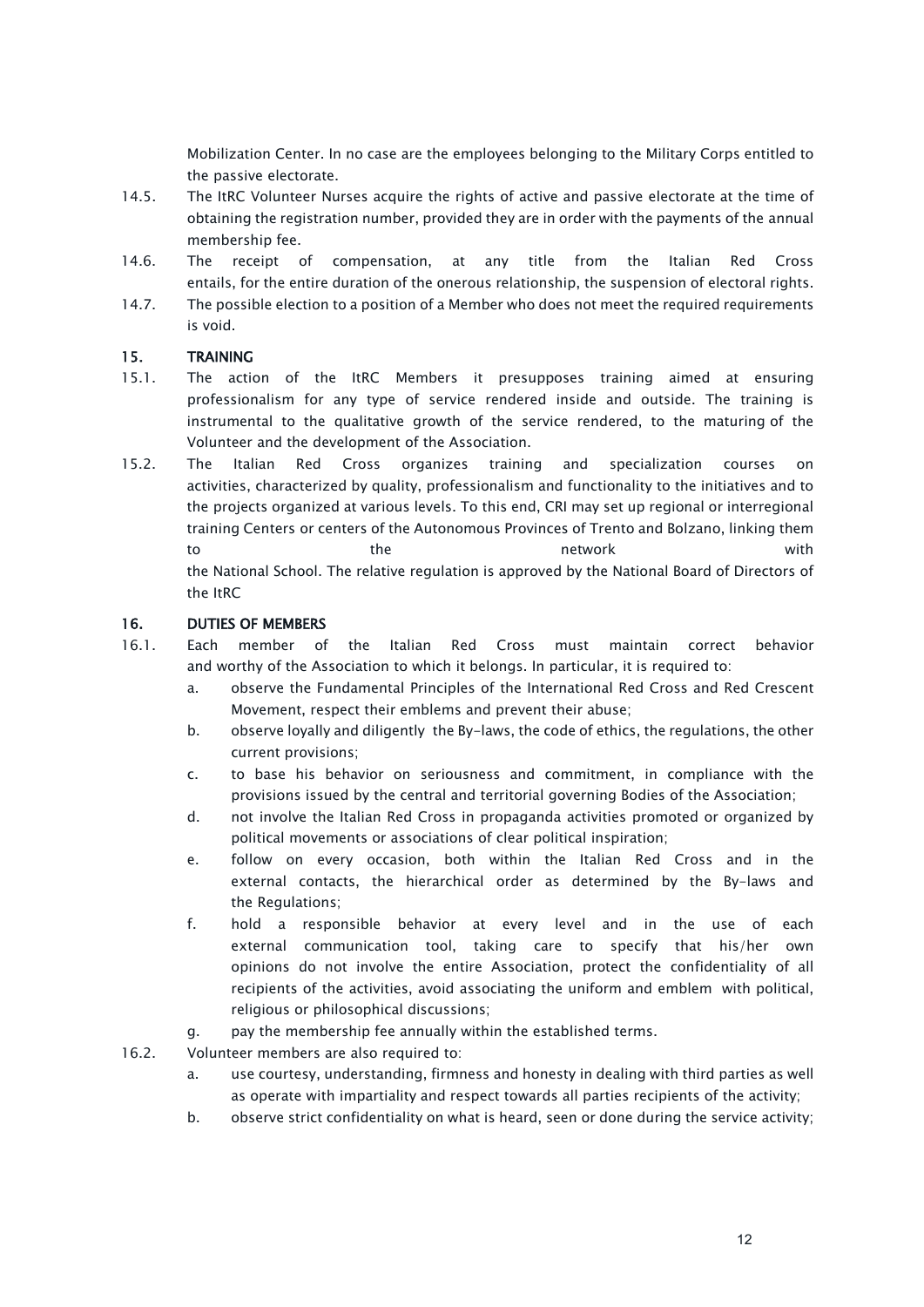Mobilization Center. In no case are the employees belonging to the Military Corps entitled to the passive electorate.

14.5. The ItRC Volunteer Nurses acquire the rights of active and passive electorate at the time of obtaining the registration number, provided they are in order with the payments of the annual membership fee.

14.6. The receipt of compensation, at any title from the Italian Red Cross entails, for the entire duration of the onerous relationship, the suspension of electoral rights.

14.7. The possible election to a position of a Member who does not meet the required requirements is void.

## 15. TRAINING

15.1. The action of the ItRC Members it presupposes training aimed at ensuring professionalism for any type of service rendered inside and outside. The training is instrumental to the qualitative growth of the service rendered, to the maturing of the Volunteer and the development of the Association.

15.2. The Italian Red Cross organizes training and specialization courses on activities, characterized by quality, professionalism and functionality to the initiatives and to the projects organized at various levels. To this end, CRI may set up regional or interregional training Centers or centers of the Autonomous Provinces of Trento and Bolzano, linking them to the network with the National School. The relative regulation is approved by the National Board of Directors of the ItRC

## 16. DUTIES OF MEMBERS

16.1. Each member of the Italian Red Cross must maintain correct behavior and worthy of the Association to which it belongs. In particular, it is required to:

a. observe the Fundamental Principles of the International Red Cross and Red Crescent Movement, respect their emblems and prevent their abuse;
b. observe loyally and diligently the By-laws, the code of ethics, the regulations, the other current provisions;
c. to base his behavior on seriousness and commitment, in compliance with the provisions issued by the central and territorial governing Bodies of the Association;
d. not involve the Italian Red Cross in propaganda activities promoted or organized by political movements or associations of clear political inspiration;
e. follow on every occasion, both within the Italian Red Cross and in the external contacts, the hierarchical order as determined by the By-laws and the Regulations;
f. hold a responsible behavior at every level and in the use of each external communication tool, taking care to specify that his/her own opinions do not involve the entire Association, protect the confidentiality of all recipients of the activities, avoid associating the uniform and emblem with political, religious or philosophical discussions;
g. pay the membership fee annually within the established terms.

16.2. Volunteer members are also required to:

a. use courtesy, understanding, firmness and honesty in dealing with third parties as well as operate with impartiality and respect towards all parties recipients of the activity;
b. observe strict confidentiality on what is heard, seen or done during the service activity;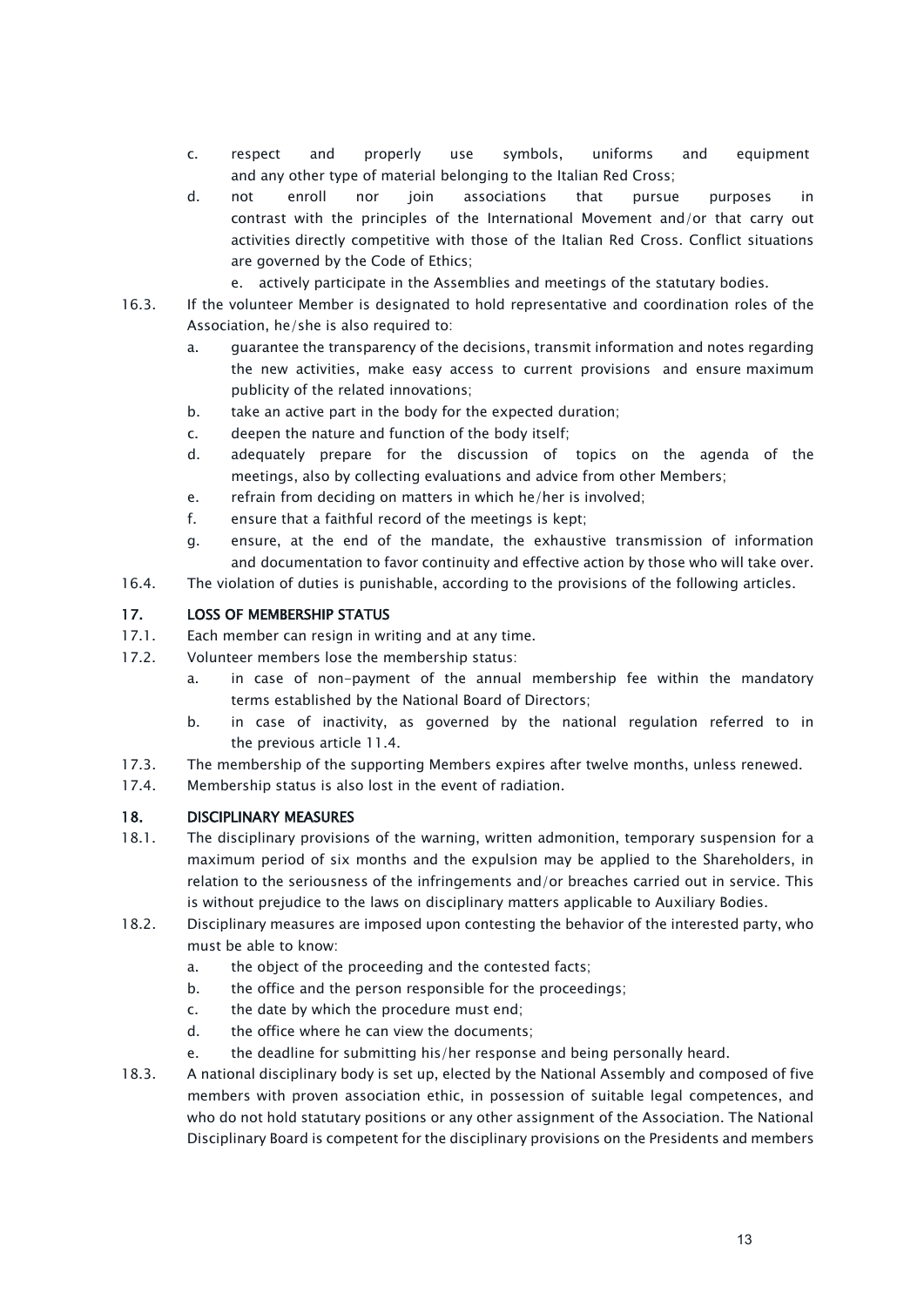c. respect and properly use symbols, uniforms and equipment and any other type of material belonging to the Italian Red Cross;

d. not enroll nor join associations that pursue purposes in contrast with the principles of the International Movement and/or that carry out activities directly competitive with those of the Italian Red Cross. Conflict situations are governed by the Code of Ethics;

e. actively participate in the Assemblies and meetings of the statutary bodies.

16.3. If the volunteer Member is designated to hold representative and coordination roles of the Association, he/she is also required to:

a. guarantee the transparency of the decisions, transmit information and notes regarding the new activities, make easy access to current provisions and ensure maximum publicity of the related innovations;

b. take an active part in the body for the expected duration;

c. deepen the nature and function of the body itself;

d. adequately prepare for the discussion of topics on the agenda of the meetings, also by collecting evaluations and advice from other Members;

e. refrain from deciding on matters in which he/her is involved;

f. ensure that a faithful record of the meetings is kept;

g. ensure, at the end of the mandate, the exhaustive transmission of information and documentation to favor continuity and effective action by those who will take over.

16.4. The violation of duties is punishable, according to the provisions of the following articles.

## 17. LOSS OF MEMBERSHIP STATUS

17.1. Each member can resign in writing and at any time.

17.2. Volunteer members lose the membership status:

a. in case of non-payment of the annual membership fee within the mandatory terms established by the National Board of Directors;

b. in case of inactivity, as governed by the national regulation referred to in the previous article 11.4.

17.3. The membership of the supporting Members expires after twelve months, unless renewed.

17.4. Membership status is also lost in the event of radiation.

## 18. DISCIPLINARY MEASURES

18.1. The disciplinary provisions of the warning, written admonition, temporary suspension for a maximum period of six months and the expulsion may be applied to the Shareholders, in relation to the seriousness of the infringements and/or breaches carried out in service. This is without prejudice to the laws on disciplinary matters applicable to Auxiliary Bodies.

18.2. Disciplinary measures are imposed upon contesting the behavior of the interested party, who must be able to know:

a. the object of the proceeding and the contested facts;

b. the office and the person responsible for the proceedings;

c. the date by which the procedure must end;

d. the office where he can view the documents;

e. the deadline for submitting his/her response and being personally heard.

18.3. A national disciplinary body is set up, elected by the National Assembly and composed of five members with proven association ethic, in possession of suitable legal competences, and who do not hold statutary positions or any other assignment of the Association. The National Disciplinary Board is competent for the disciplinary provisions on the Presidents and members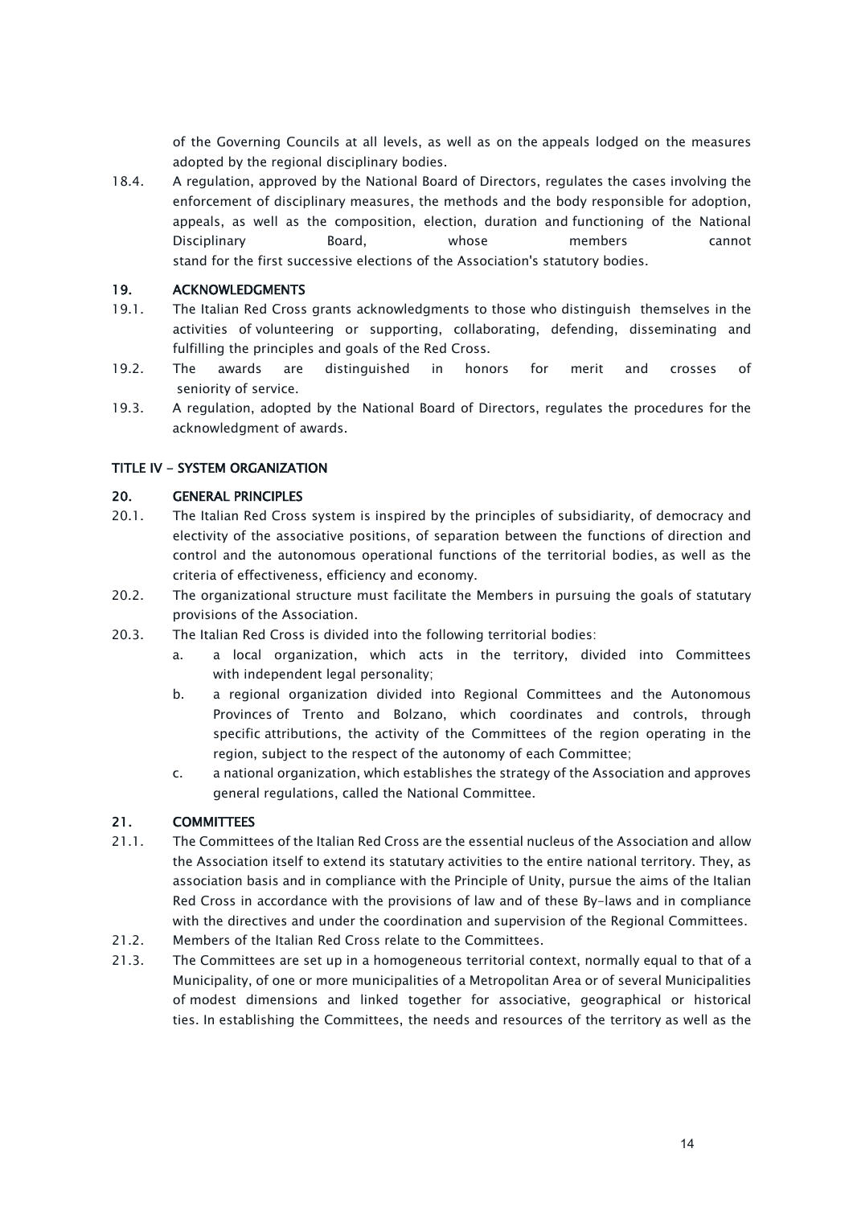of the Governing Councils at all levels, as well as on the appeals lodged on the measures adopted by the regional disciplinary bodies.

18.4. A regulation, approved by the National Board of Directors, regulates the cases involving the enforcement of disciplinary measures, the methods and the body responsible for adoption, appeals, as well as the composition, election, duration and functioning of the National Disciplinary Board, whose members cannot stand for the first successive elections of the Association's statutory bodies.

## 19. ACKNOWLEDGMENTS

19.1. The Italian Red Cross grants acknowledgments to those who distinguish themselves in the activities of volunteering or supporting, collaborating, defending, disseminating and fulfilling the principles and goals of the Red Cross.

19.2. The awards are distinguished in honors for merit and crosses of seniority of service.

19.3. A regulation, adopted by the National Board of Directors, regulates the procedures for the acknowledgment of awards.

# TITLE IV - SYSTEM ORGANIZATION

## 20. GENERAL PRINCIPLES

20.1. The Italian Red Cross system is inspired by the principles of subsidiarity, of democracy and electivity of the associative positions, of separation between the functions of direction and control and the autonomous operational functions of the territorial bodies, as well as the criteria of effectiveness, efficiency and economy.

20.2. The organizational structure must facilitate the Members in pursuing the goals of statutary provisions of the Association.

20.3. The Italian Red Cross is divided into the following territorial bodies:

a. a local organization, which acts in the territory, divided into Committees with independent legal personality;

b. a regional organization divided into Regional Committees and the Autonomous Provinces of Trento and Bolzano, which coordinates and controls, through specific attributions, the activity of the Committees of the region operating in the region, subject to the respect of the autonomy of each Committee;

c. a national organization, which establishes the strategy of the Association and approves general regulations, called the National Committee.

## 21. COMMITTEES

21.1. The Committees of the Italian Red Cross are the essential nucleus of the Association and allow the Association itself to extend its statutary activities to the entire national territory. They, as association basis and in compliance with the Principle of Unity, pursue the aims of the Italian Red Cross in accordance with the provisions of law and of these By-laws and in compliance with the directives and under the coordination and supervision of the Regional Committees.

21.2. Members of the Italian Red Cross relate to the Committees.

21.3. The Committees are set up in a homogeneous territorial context, normally equal to that of a Municipality, of one or more municipalities of a Metropolitan Area or of several Municipalities of modest dimensions and linked together for associative, geographical or historical ties. In establishing the Committees, the needs and resources of the territory as well as the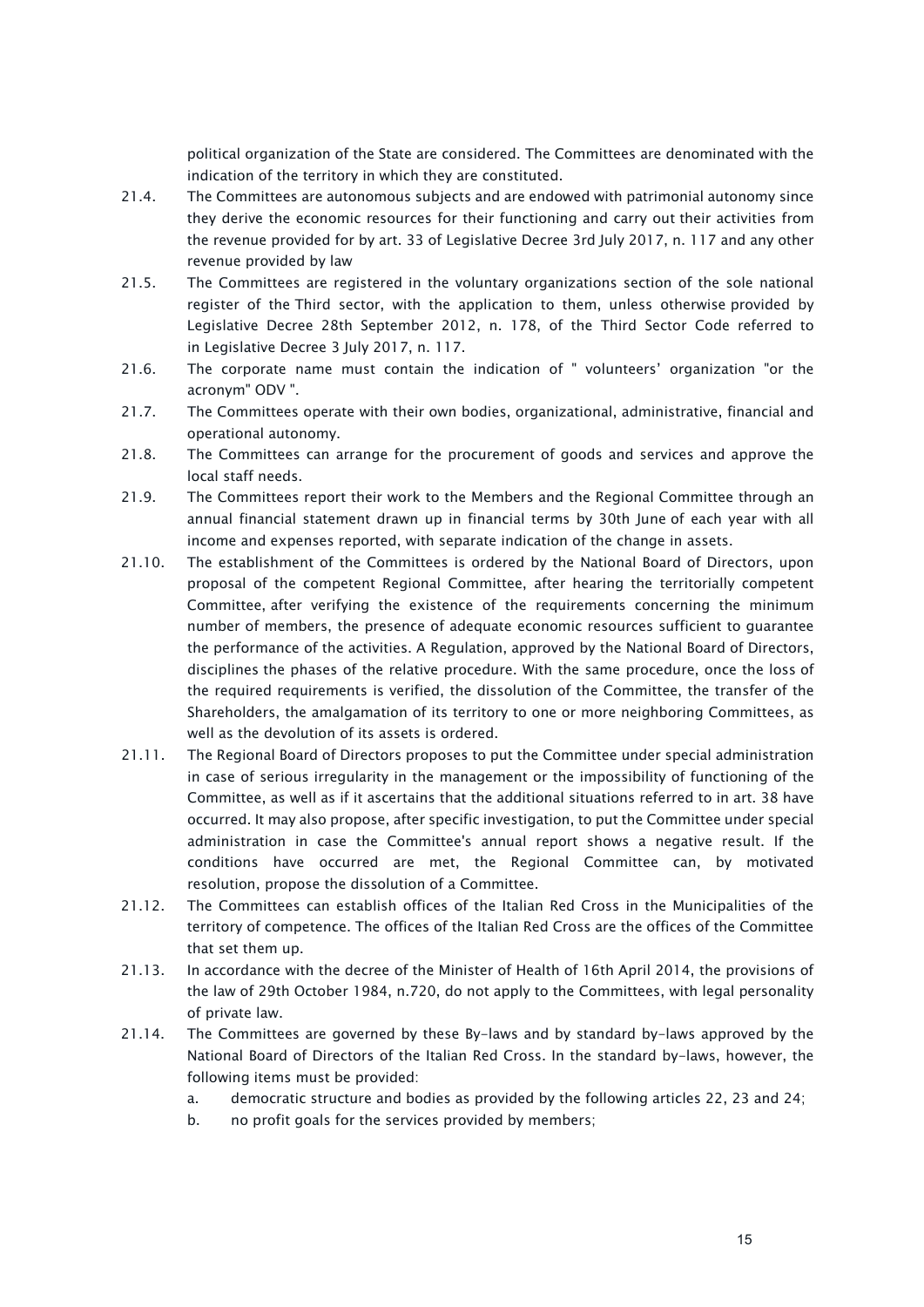political organization of the State are considered. The Committees are denominated with the indication of the territory in which they are constituted.

21.4. The Committees are autonomous subjects and are endowed with patrimonial autonomy since they derive the economic resources for their functioning and carry out their activities from the revenue provided for by art. 33 of Legislative Decree 3rd July 2017, n. 117 and any other revenue provided by law

21.5. The Committees are registered in the voluntary organizations section of the sole national register of the Third sector, with the application to them, unless otherwise provided by Legislative Decree 28th September 2012, n. 178, of the Third Sector Code referred to in Legislative Decree 3 July 2017, n. 117.

21.6. The corporate name must contain the indication of " volunteers' organization "or the acronym" ODV ".

21.7. The Committees operate with their own bodies, organizational, administrative, financial and operational autonomy.

21.8. The Committees can arrange for the procurement of goods and services and approve the local staff needs.

21.9. The Committees report their work to the Members and the Regional Committee through an annual financial statement drawn up in financial terms by 30th June of each year with all income and expenses reported, with separate indication of the change in assets.

21.10. The establishment of the Committees is ordered by the National Board of Directors, upon proposal of the competent Regional Committee, after hearing the territorially competent Committee, after verifying the existence of the requirements concerning the minimum number of members, the presence of adequate economic resources sufficient to guarantee the performance of the activities. A Regulation, approved by the National Board of Directors, disciplines the phases of the relative procedure. With the same procedure, once the loss of the required requirements is verified, the dissolution of the Committee, the transfer of the Shareholders, the amalgamation of its territory to one or more neighboring Committees, as well as the devolution of its assets is ordered.

21.11. The Regional Board of Directors proposes to put the Committee under special administration in case of serious irregularity in the management or the impossibility of functioning of the Committee, as well as if it ascertains that the additional situations referred to in art. 38 have occurred. It may also propose, after specific investigation, to put the Committee under special administration in case the Committee's annual report shows a negative result. If the conditions have occurred are met, the Regional Committee can, by motivated resolution, propose the dissolution of a Committee.

21.12. The Committees can establish offices of the Italian Red Cross in the Municipalities of the territory of competence. The offices of the Italian Red Cross are the offices of the Committee that set them up.

21.13. In accordance with the decree of the Minister of Health of 16th April 2014, the provisions of the law of 29th October 1984, n.720, do not apply to the Committees, with legal personality of private law.

21.14. The Committees are governed by these By-laws and by standard by-laws approved by the National Board of Directors of the Italian Red Cross. In the standard by-laws, however, the following items must be provided:

a. democratic structure and bodies as provided by the following articles 22, 23 and 24;
b. no profit goals for the services provided by members;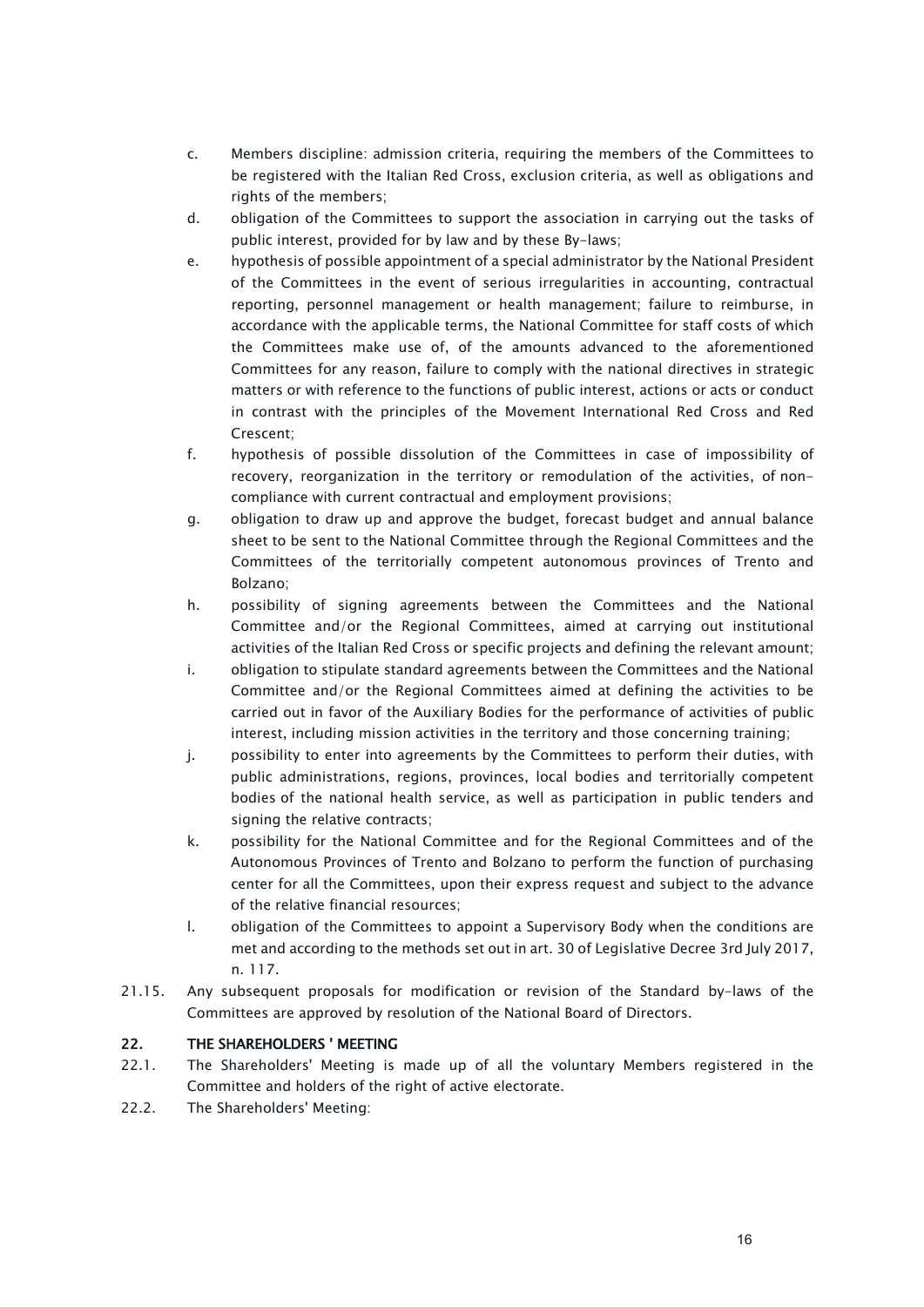c. Members discipline: admission criteria, requiring the members of the Committees to be registered with the Italian Red Cross, exclusion criteria, as well as obligations and rights of the members;

d. obligation of the Committees to support the association in carrying out the tasks of public interest, provided for by law and by these By-laws;

e. hypothesis of possible appointment of a special administrator by the National President of the Committees in the event of serious irregularities in accounting, contractual reporting, personnel management or health management; failure to reimburse, in accordance with the applicable terms, the National Committee for staff costs of which the Committees make use of, of the amounts advanced to the aforementioned Committees for any reason, failure to comply with the national directives in strategic matters or with reference to the functions of public interest, actions or acts or conduct in contrast with the principles of the Movement International Red Cross and Red Crescent;

f. hypothesis of possible dissolution of the Committees in case of impossibility of recovery, reorganization in the territory or remodulation of the activities, of non-compliance with current contractual and employment provisions;

g. obligation to draw up and approve the budget, forecast budget and annual balance sheet to be sent to the National Committee through the Regional Committees and the Committees of the territorially competent autonomous provinces of Trento and Bolzano;

h. possibility of signing agreements between the Committees and the National Committee and/or the Regional Committees, aimed at carrying out institutional activities of the Italian Red Cross or specific projects and defining the relevant amount;

i. obligation to stipulate standard agreements between the Committees and the National Committee and/or the Regional Committees aimed at defining the activities to be carried out in favor of the Auxiliary Bodies for the performance of activities of public interest, including mission activities in the territory and those concerning training;

j. possibility to enter into agreements by the Committees to perform their duties, with public administrations, regions, provinces, local bodies and territorially competent bodies of the national health service, as well as participation in public tenders and signing the relative contracts;

k. possibility for the National Committee and for the Regional Committees and of the Autonomous Provinces of Trento and Bolzano to perform the function of purchasing center for all the Committees, upon their express request and subject to the advance of the relative financial resources;

l. obligation of the Committees to appoint a Supervisory Body when the conditions are met and according to the methods set out in art. 30 of Legislative Decree 3rd July 2017, n. 117.

21.15. Any subsequent proposals for modification or revision of the Standard by-laws of the Committees are approved by resolution of the National Board of Directors.

## 22. THE SHAREHOLDERS ' MEETING

22.1. The Shareholders' Meeting is made up of all the voluntary Members registered in the Committee and holders of the right of active electorate.

22.2. The Shareholders' Meeting: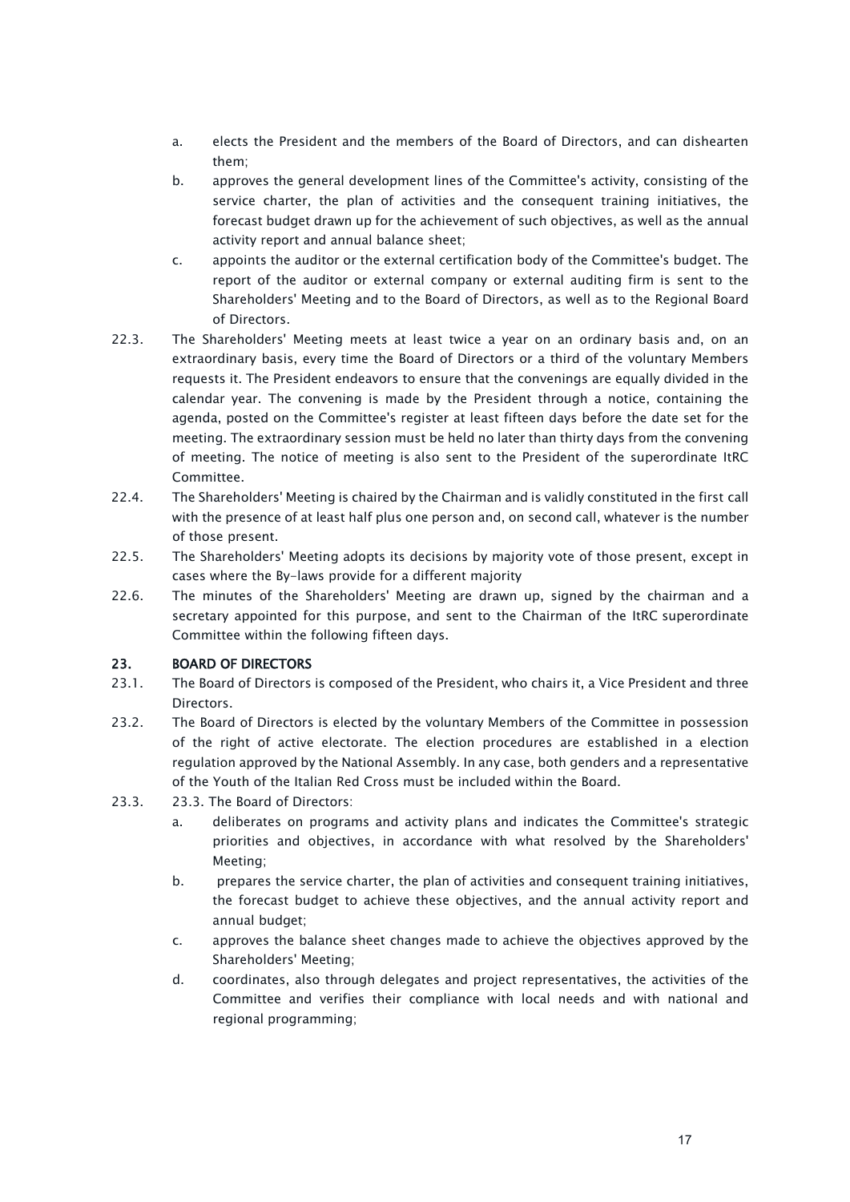a. elects the President and the members of the Board of Directors, and can dishearten them;

b. approves the general development lines of the Committee's activity, consisting of the service charter, the plan of activities and the consequent training initiatives, the forecast budget drawn up for the achievement of such objectives, as well as the annual activity report and annual balance sheet;

c. appoints the auditor or the external certification body of the Committee's budget. The report of the auditor or external company or external auditing firm is sent to the Shareholders' Meeting and to the Board of Directors, as well as to the Regional Board of Directors.

22.3. The Shareholders' Meeting meets at least twice a year on an ordinary basis and, on an extraordinary basis, every time the Board of Directors or a third of the voluntary Members requests it. The President endeavors to ensure that the convenings are equally divided in the calendar year. The convening is made by the President through a notice, containing the agenda, posted on the Committee's register at least fifteen days before the date set for the meeting. The extraordinary session must be held no later than thirty days from the convening of meeting. The notice of meeting is also sent to the President of the superordinate ItRC Committee.

22.4. The Shareholders' Meeting is chaired by the Chairman and is validly constituted in the first call with the presence of at least half plus one person and, on second call, whatever is the number of those present.

22.5. The Shareholders' Meeting adopts its decisions by majority vote of those present, except in cases where the By-laws provide for a different majority

22.6. The minutes of the Shareholders' Meeting are drawn up, signed by the chairman and a secretary appointed for this purpose, and sent to the Chairman of the ItRC superordinate Committee within the following fifteen days.

## 23. BOARD OF DIRECTORS

23.1. The Board of Directors is composed of the President, who chairs it, a Vice President and three Directors.

23.2. The Board of Directors is elected by the voluntary Members of the Committee in possession of the right of active electorate. The election procedures are established in a election regulation approved by the National Assembly. In any case, both genders and a representative of the Youth of the Italian Red Cross must be included within the Board.

23.3. 23.3. The Board of Directors:

a. deliberates on programs and activity plans and indicates the Committee's strategic priorities and objectives, in accordance with what resolved by the Shareholders' Meeting;

b. prepares the service charter, the plan of activities and consequent training initiatives, the forecast budget to achieve these objectives, and the annual activity report and annual budget;

c. approves the balance sheet changes made to achieve the objectives approved by the Shareholders' Meeting;

d. coordinates, also through delegates and project representatives, the activities of the Committee and verifies their compliance with local needs and with national and regional programming;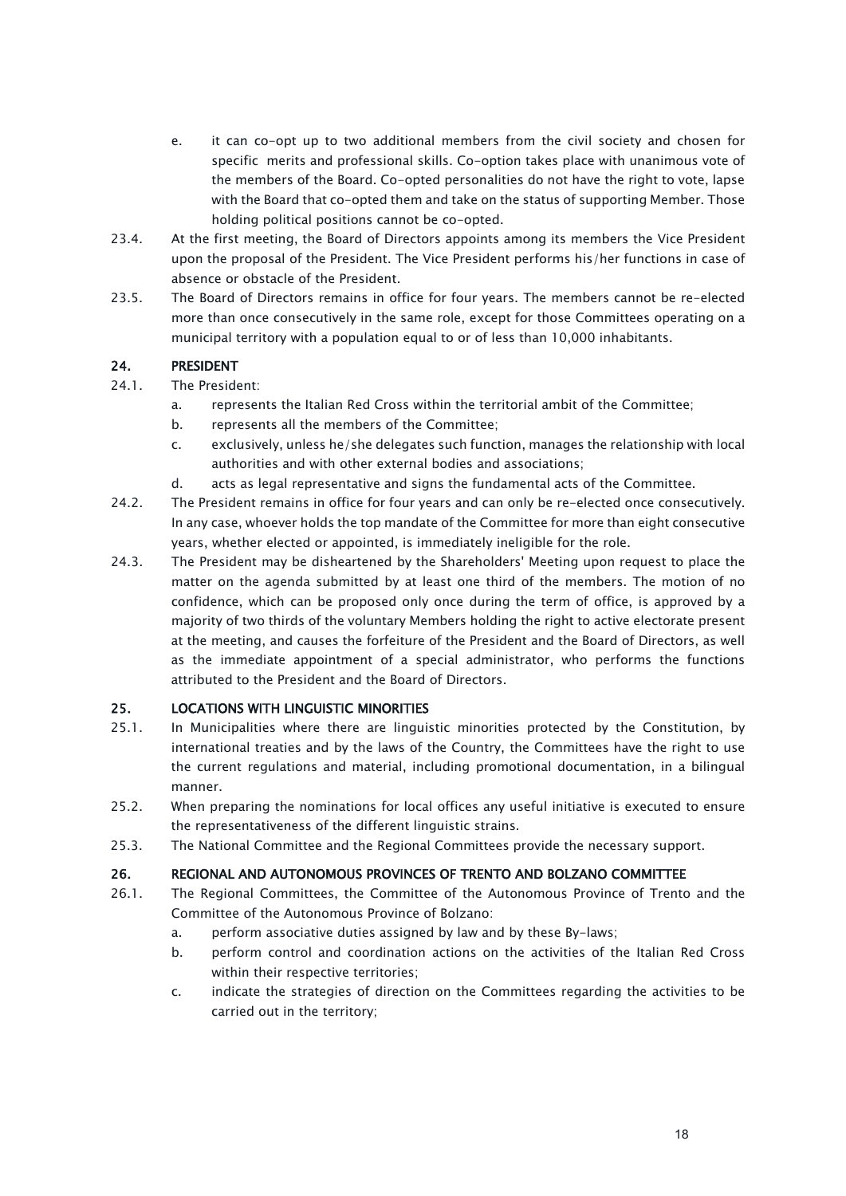e. it can co-opt up to two additional members from the civil society and chosen for specific merits and professional skills. Co-option takes place with unanimous vote of the members of the Board. Co-opted personalities do not have the right to vote, lapse with the Board that co-opted them and take on the status of supporting Member. Those holding political positions cannot be co-opted.

23.4. At the first meeting, the Board of Directors appoints among its members the Vice President upon the proposal of the President. The Vice President performs his/her functions in case of absence or obstacle of the President.

23.5. The Board of Directors remains in office for four years. The members cannot be re-elected more than once consecutively in the same role, except for those Committees operating on a municipal territory with a population equal to or of less than 10,000 inhabitants.

## 24. PRESIDENT

24.1. The President:

a. represents the Italian Red Cross within the territorial ambit of the Committee;

b. represents all the members of the Committee;

c. exclusively, unless he/she delegates such function, manages the relationship with local authorities and with other external bodies and associations;

d. acts as legal representative and signs the fundamental acts of the Committee.

24.2. The President remains in office for four years and can only be re-elected once consecutively. In any case, whoever holds the top mandate of the Committee for more than eight consecutive years, whether elected or appointed, is immediately ineligible for the role.

24.3. The President may be disheartened by the Shareholders' Meeting upon request to place the matter on the agenda submitted by at least one third of the members. The motion of no confidence, which can be proposed only once during the term of office, is approved by a majority of two thirds of the voluntary Members holding the right to active electorate present at the meeting, and causes the forfeiture of the President and the Board of Directors, as well as the immediate appointment of a special administrator, who performs the functions attributed to the President and the Board of Directors.

## 25. LOCATIONS WITH LINGUISTIC MINORITIES

25.1. In Municipalities where there are linguistic minorities protected by the Constitution, by international treaties and by the laws of the Country, the Committees have the right to use the current regulations and material, including promotional documentation, in a bilingual manner.

25.2. When preparing the nominations for local offices any useful initiative is executed to ensure the representativeness of the different linguistic strains.

25.3. The National Committee and the Regional Committees provide the necessary support.

## 26. REGIONAL AND AUTONOMOUS PROVINCES OF TRENTO AND BOLZANO COMMITTEE

26.1. The Regional Committees, the Committee of the Autonomous Province of Trento and the Committee of the Autonomous Province of Bolzano:

a. perform associative duties assigned by law and by these By-laws;

b. perform control and coordination actions on the activities of the Italian Red Cross within their respective territories;

c. indicate the strategies of direction on the Committees regarding the activities to be carried out in the territory;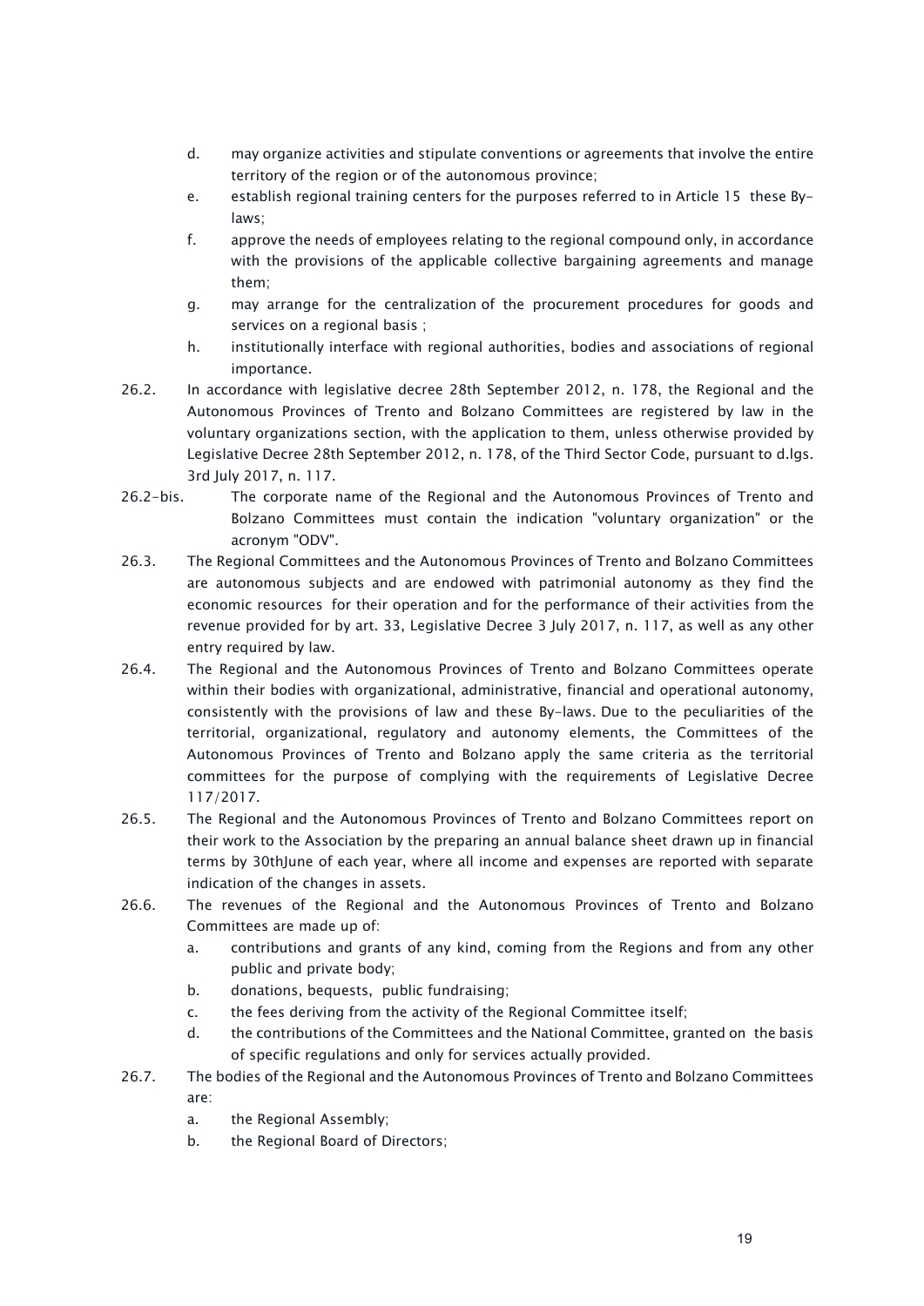d. may organize activities and stipulate conventions or agreements that involve the entire territory of the region or of the autonomous province;

e. establish regional training centers for the purposes referred to in Article 15 these By-laws;

f. approve the needs of employees relating to the regional compound only, in accordance with the provisions of the applicable collective bargaining agreements and manage them;

g. may arrange for the centralization of the procurement procedures for goods and services on a regional basis ;

h. institutionally interface with regional authorities, bodies and associations of regional importance.

26.2. In accordance with legislative decree 28th September 2012, n. 178, the Regional and the Autonomous Provinces of Trento and Bolzano Committees are registered by law in the voluntary organizations section, with the application to them, unless otherwise provided by Legislative Decree 28th September 2012, n. 178, of the Third Sector Code, pursuant to d.lgs. 3rd July 2017, n. 117.

26.2-bis. The corporate name of the Regional and the Autonomous Provinces of Trento and Bolzano Committees must contain the indication "voluntary organization" or the acronym "ODV".

26.3. The Regional Committees and the Autonomous Provinces of Trento and Bolzano Committees are autonomous subjects and are endowed with patrimonial autonomy as they find the economic resources for their operation and for the performance of their activities from the revenue provided for by art. 33, Legislative Decree 3 July 2017, n. 117, as well as any other entry required by law.

26.4. The Regional and the Autonomous Provinces of Trento and Bolzano Committees operate within their bodies with organizational, administrative, financial and operational autonomy, consistently with the provisions of law and these By-laws. Due to the peculiarities of the territorial, organizational, regulatory and autonomy elements, the Committees of the Autonomous Provinces of Trento and Bolzano apply the same criteria as the territorial committees for the purpose of complying with the requirements of Legislative Decree 117/2017.

26.5. The Regional and the Autonomous Provinces of Trento and Bolzano Committees report on their work to the Association by the preparing an annual balance sheet drawn up in financial terms by 30thJune of each year, where all income and expenses are reported with separate indication of the changes in assets.

26.6. The revenues of the Regional and the Autonomous Provinces of Trento and Bolzano Committees are made up of:

a. contributions and grants of any kind, coming from the Regions and from any other public and private body;

b. donations, bequests, public fundraising;

c. the fees deriving from the activity of the Regional Committee itself;

d. the contributions of the Committees and the National Committee, granted on the basis of specific regulations and only for services actually provided.

26.7. The bodies of the Regional and the Autonomous Provinces of Trento and Bolzano Committees are:

a. the Regional Assembly;

b. the Regional Board of Directors;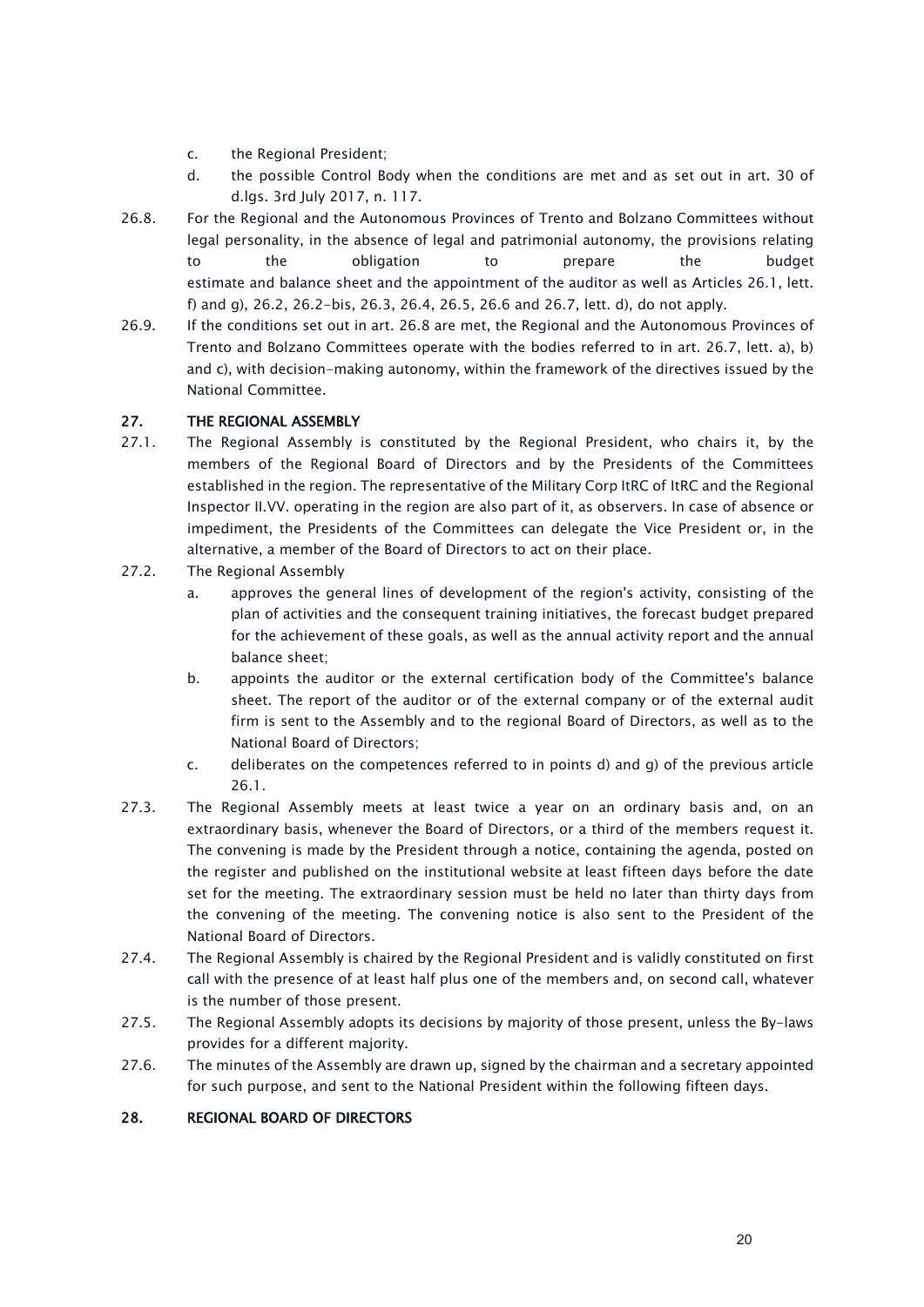c. the Regional President;

d. the possible Control Body when the conditions are met and as set out in art. 30 of d.lgs. 3rd July 2017, n. 117.

26.8. For the Regional and the Autonomous Provinces of Trento and Bolzano Committees without legal personality, in the absence of legal and patrimonial autonomy, the provisions relating to the obligation to prepare the budget estimate and balance sheet and the appointment of the auditor as well as Articles 26.1, lett. f) and g), 26.2, 26.2-bis, 26.3, 26.4, 26.5, 26.6 and 26.7, lett. d), do not apply.

26.9. If the conditions set out in art. 26.8 are met, the Regional and the Autonomous Provinces of Trento and Bolzano Committees operate with the bodies referred to in art. 26.7, lett. a), b) and c), with decision-making autonomy, within the framework of the directives issued by the National Committee.

## 27. THE REGIONAL ASSEMBLY

27.1. The Regional Assembly is constituted by the Regional President, who chairs it, by the members of the Regional Board of Directors and by the Presidents of the Committees established in the region. The representative of the Military Corp ItRC of ItRC and the Regional Inspector II.VV. operating in the region are also part of it, as observers. In case of absence or impediment, the Presidents of the Committees can delegate the Vice President or, in the alternative, a member of the Board of Directors to act on their place.

27.2. The Regional Assembly

a. approves the general lines of development of the region's activity, consisting of the plan of activities and the consequent training initiatives, the forecast budget prepared for the achievement of these goals, as well as the annual activity report and the annual balance sheet;

b. appoints the auditor or the external certification body of the Committee's balance sheet. The report of the auditor or of the external company or of the external audit firm is sent to the Assembly and to the regional Board of Directors, as well as to the National Board of Directors;

c. deliberates on the competences referred to in points d) and g) of the previous article 26.1.

27.3. The Regional Assembly meets at least twice a year on an ordinary basis and, on an extraordinary basis, whenever the Board of Directors, or a third of the members request it. The convening is made by the President through a notice, containing the agenda, posted on the register and published on the institutional website at least fifteen days before the date set for the meeting. The extraordinary session must be held no later than thirty days from the convening of the meeting. The convening notice is also sent to the President of the National Board of Directors.

27.4. The Regional Assembly is chaired by the Regional President and is validly constituted on first call with the presence of at least half plus one of the members and, on second call, whatever is the number of those present.

27.5. The Regional Assembly adopts its decisions by majority of those present, unless the By-laws provides for a different majority.

27.6. The minutes of the Assembly are drawn up, signed by the chairman and a secretary appointed for such purpose, and sent to the National President within the following fifteen days.

## 28. REGIONAL BOARD OF DIRECTORS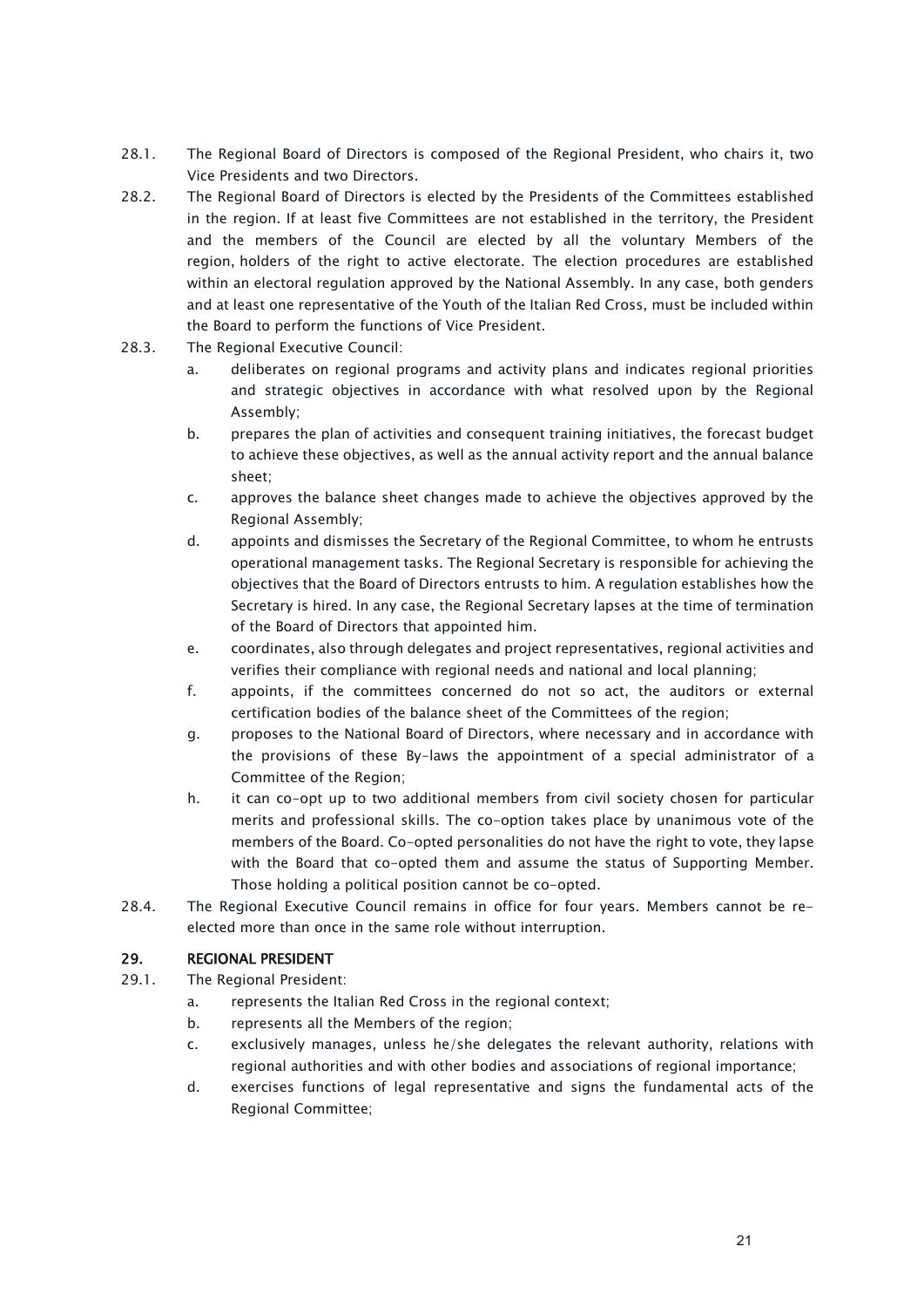28.1. The Regional Board of Directors is composed of the Regional President, who chairs it, two Vice Presidents and two Directors.

28.2. The Regional Board of Directors is elected by the Presidents of the Committees established in the region. If at least five Committees are not established in the territory, the President and the members of the Council are elected by all the voluntary Members of the region, holders of the right to active electorate. The election procedures are established within an electoral regulation approved by the National Assembly. In any case, both genders and at least one representative of the Youth of the Italian Red Cross, must be included within the Board to perform the functions of Vice President.

28.3. The Regional Executive Council:

a. deliberates on regional programs and activity plans and indicates regional priorities and strategic objectives in accordance with what resolved upon by the Regional Assembly;

b. prepares the plan of activities and consequent training initiatives, the forecast budget to achieve these objectives, as well as the annual activity report and the annual balance sheet;

c. approves the balance sheet changes made to achieve the objectives approved by the Regional Assembly;

d. appoints and dismisses the Secretary of the Regional Committee, to whom he entrusts operational management tasks. The Regional Secretary is responsible for achieving the objectives that the Board of Directors entrusts to him. A regulation establishes how the Secretary is hired. In any case, the Regional Secretary lapses at the time of termination of the Board of Directors that appointed him.

e. coordinates, also through delegates and project representatives, regional activities and verifies their compliance with regional needs and national and local planning;

f. appoints, if the committees concerned do not so act, the auditors or external certification bodies of the balance sheet of the Committees of the region;

g. proposes to the National Board of Directors, where necessary and in accordance with the provisions of these By-laws the appointment of a special administrator of a Committee of the Region;

h. it can co-opt up to two additional members from civil society chosen for particular merits and professional skills. The co-option takes place by unanimous vote of the members of the Board. Co-opted personalities do not have the right to vote, they lapse with the Board that co-opted them and assume the status of Supporting Member. Those holding a political position cannot be co-opted.

28.4. The Regional Executive Council remains in office for four years. Members cannot be re-elected more than once in the same role without interruption.

## 29. REGIONAL PRESIDENT

29.1. The Regional President:

a. represents the Italian Red Cross in the regional context;

b. represents all the Members of the region;

c. exclusively manages, unless he/she delegates the relevant authority, relations with regional authorities and with other bodies and associations of regional importance;

d. exercises functions of legal representative and signs the fundamental acts of the Regional Committee;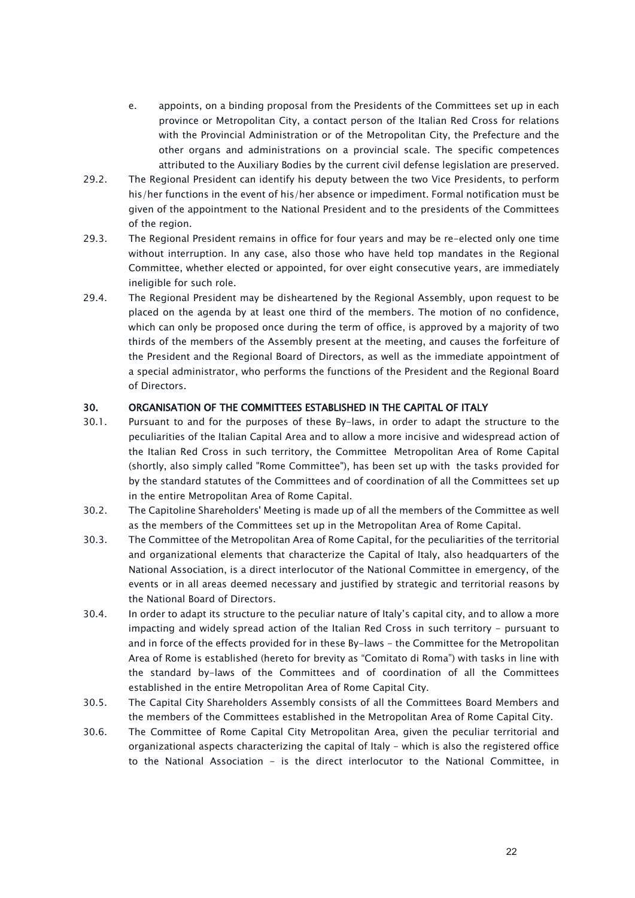e. appoints, on a binding proposal from the Presidents of the Committees set up in each province or Metropolitan City, a contact person of the Italian Red Cross for relations with the Provincial Administration or of the Metropolitan City, the Prefecture and the other organs and administrations on a provincial scale. The specific competences attributed to the Auxiliary Bodies by the current civil defense legislation are preserved.

29.2. The Regional President can identify his deputy between the two Vice Presidents, to perform his/her functions in the event of his/her absence or impediment. Formal notification must be given of the appointment to the National President and to the presidents of the Committees of the region.

29.3. The Regional President remains in office for four years and may be re-elected only one time without interruption. In any case, also those who have held top mandates in the Regional Committee, whether elected or appointed, for over eight consecutive years, are immediately ineligible for such role.

29.4. The Regional President may be disheartened by the Regional Assembly, upon request to be placed on the agenda by at least one third of the members. The motion of no confidence, which can only be proposed once during the term of office, is approved by a majority of two thirds of the members of the Assembly present at the meeting, and causes the forfeiture of the President and the Regional Board of Directors, as well as the immediate appointment of a special administrator, who performs the functions of the President and the Regional Board of Directors.

## 30. ORGANISATION OF THE COMMITTEES ESTABLISHED IN THE CAPITAL OF ITALY

30.1. Pursuant to and for the purposes of these By-laws, in order to adapt the structure to the peculiarities of the Italian Capital Area and to allow a more incisive and widespread action of the Italian Red Cross in such territory, the Committee Metropolitan Area of Rome Capital (shortly, also simply called "Rome Committee"), has been set up with the tasks provided for by the standard statutes of the Committees and of coordination of all the Committees set up in the entire Metropolitan Area of Rome Capital.

30.2. The Capitoline Shareholders' Meeting is made up of all the members of the Committee as well as the members of the Committees set up in the Metropolitan Area of Rome Capital.

30.3. The Committee of the Metropolitan Area of Rome Capital, for the peculiarities of the territorial and organizational elements that characterize the Capital of Italy, also headquarters of the National Association, is a direct interlocutor of the National Committee in emergency, of the events or in all areas deemed necessary and justified by strategic and territorial reasons by the National Board of Directors.

30.4. In order to adapt its structure to the peculiar nature of Italy's capital city, and to allow a more impacting and widely spread action of the Italian Red Cross in such territory - pursuant to and in force of the effects provided for in these By-laws - the Committee for the Metropolitan Area of Rome is established (hereto for brevity as "Comitato di Roma") with tasks in line with the standard by-laws of the Committees and of coordination of all the Committees established in the entire Metropolitan Area of Rome Capital City.

30.5. The Capital City Shareholders Assembly consists of all the Committees Board Members and the members of the Committees established in the Metropolitan Area of Rome Capital City.

30.6. The Committee of Rome Capital City Metropolitan Area, given the peculiar territorial and organizational aspects characterizing the capital of Italy - which is also the registered office to the National Association - is the direct interlocutor to the National Committee, in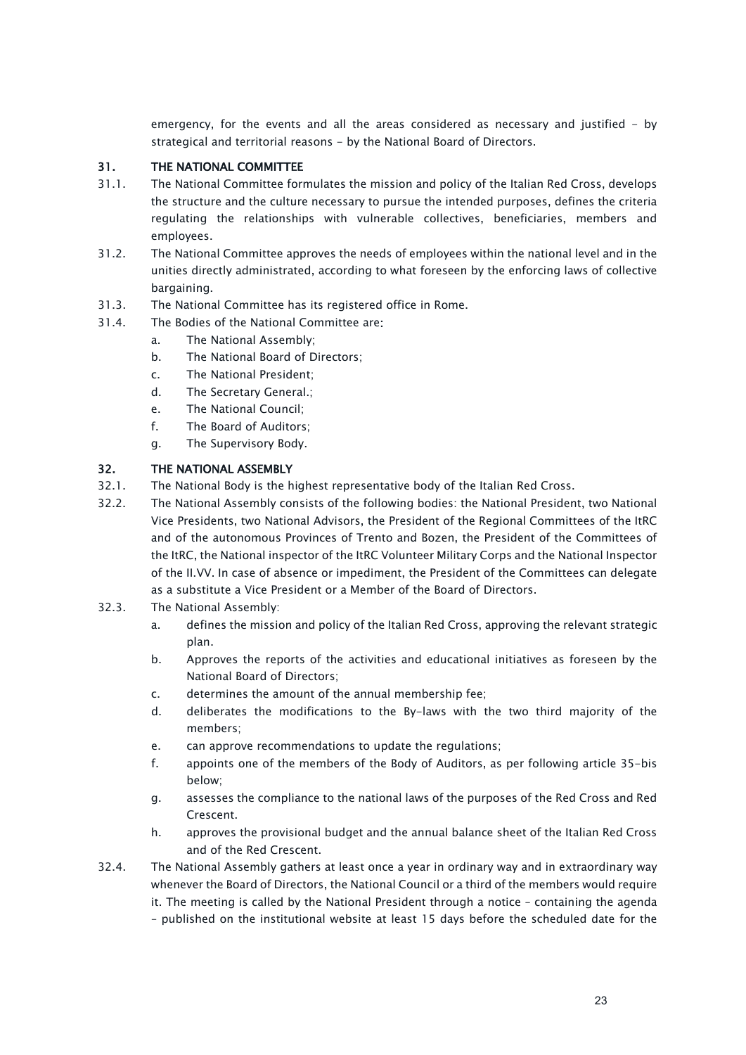emergency, for the events and all the areas considered as necessary and justified - by strategical and territorial reasons - by the National Board of Directors.

## 31. THE NATIONAL COMMITTEE

31.1. The National Committee formulates the mission and policy of the Italian Red Cross, develops the structure and the culture necessary to pursue the intended purposes, defines the criteria regulating the relationships with vulnerable collectives, beneficiaries, members and employees.

31.2. The National Committee approves the needs of employees within the national level and in the unities directly administrated, according to what foreseen by the enforcing laws of collective bargaining.

31.3. The National Committee has its registered office in Rome.

31.4. The Bodies of the National Committee are:

a. The National Assembly;
b. The National Board of Directors;
c. The National President;
d. The Secretary General.;
e. The National Council;
f. The Board of Auditors;
g. The Supervisory Body.

## 32. THE NATIONAL ASSEMBLY

32.1. The National Body is the highest representative body of the Italian Red Cross.

32.2. The National Assembly consists of the following bodies: the National President, two National Vice Presidents, two National Advisors, the President of the Regional Committees of the ItRC and of the autonomous Provinces of Trento and Bozen, the President of the Committees of the ItRC, the National inspector of the ItRC Volunteer Military Corps and the National Inspector of the II.VV. In case of absence or impediment, the President of the Committees can delegate as a substitute a Vice President or a Member of the Board of Directors.

32.3. The National Assembly:

a. defines the mission and policy of the Italian Red Cross, approving the relevant strategic plan.
b. Approves the reports of the activities and educational initiatives as foreseen by the National Board of Directors;
c. determines the amount of the annual membership fee;
d. deliberates the modifications to the By-laws with the two third majority of the members;
e. can approve recommendations to update the regulations;
f. appoints one of the members of the Body of Auditors, as per following article 35-bis below;
g. assesses the compliance to the national laws of the purposes of the Red Cross and Red Crescent.
h. approves the provisional budget and the annual balance sheet of the Italian Red Cross and of the Red Crescent.

32.4. The National Assembly gathers at least once a year in ordinary way and in extraordinary way whenever the Board of Directors, the National Council or a third of the members would require it. The meeting is called by the National President through a notice – containing the agenda – published on the institutional website at least 15 days before the scheduled date for the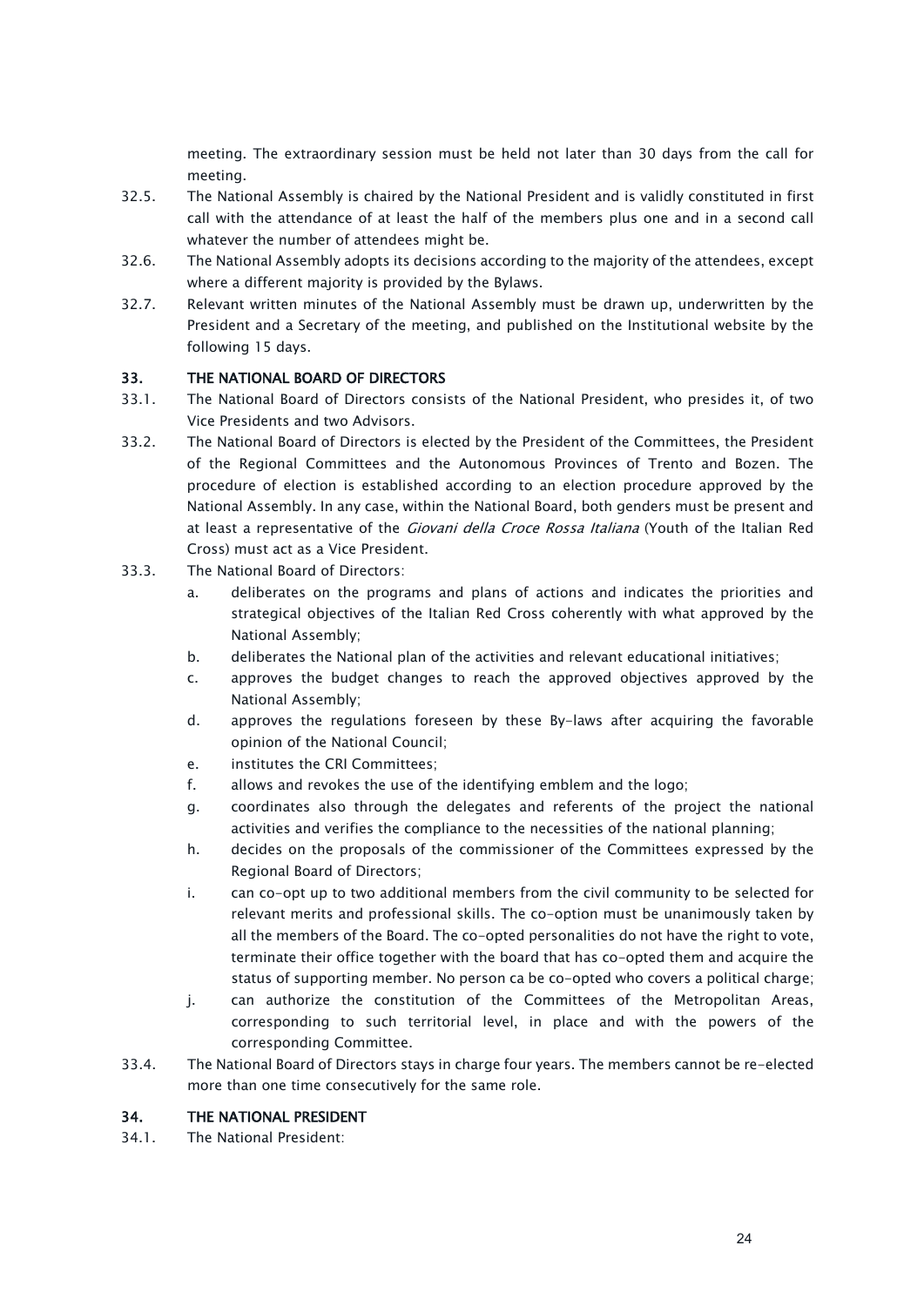meeting. The extraordinary session must be held not later than 30 days from the call for meeting.

32.5. The National Assembly is chaired by the National President and is validly constituted in first call with the attendance of at least the half of the members plus one and in a second call whatever the number of attendees might be.

32.6. The National Assembly adopts its decisions according to the majority of the attendees, except where a different majority is provided by the Bylaws.

32.7. Relevant written minutes of the National Assembly must be drawn up, underwritten by the President and a Secretary of the meeting, and published on the Institutional website by the following 15 days.

### 33. THE NATIONAL BOARD OF DIRECTORS

33.1. The National Board of Directors consists of the National President, who presides it, of two Vice Presidents and two Advisors.

33.2. The National Board of Directors is elected by the President of the Committees, the President of the Regional Committees and the Autonomous Provinces of Trento and Bozen. The procedure of election is established according to an election procedure approved by the National Assembly. In any case, within the National Board, both genders must be present and at least a representative of the *Giovani della Croce Rossa Italiana* (Youth of the Italian Red Cross) must act as a Vice President.

33.3. The National Board of Directors:

a. deliberates on the programs and plans of actions and indicates the priorities and strategical objectives of the Italian Red Cross coherently with what approved by the National Assembly;
b. deliberates the National plan of the activities and relevant educational initiatives;
c. approves the budget changes to reach the approved objectives approved by the National Assembly;
d. approves the regulations foreseen by these By-laws after acquiring the favorable opinion of the National Council;
e. institutes the CRI Committees;
f. allows and revokes the use of the identifying emblem and the logo;
g. coordinates also through the delegates and referents of the project the national activities and verifies the compliance to the necessities of the national planning;
h. decides on the proposals of the commissioner of the Committees expressed by the Regional Board of Directors;
i. can co-opt up to two additional members from the civil community to be selected for relevant merits and professional skills. The co-option must be unanimously taken by all the members of the Board. The co-opted personalities do not have the right to vote, terminate their office together with the board that has co-opted them and acquire the status of supporting member. No person ca be co-opted who covers a political charge;
j. can authorize the constitution of the Committees of the Metropolitan Areas, corresponding to such territorial level, in place and with the powers of the corresponding Committee.

33.4. The National Board of Directors stays in charge four years. The members cannot be re-elected more than one time consecutively for the same role.

### 34. THE NATIONAL PRESIDENT

34.1. The National President: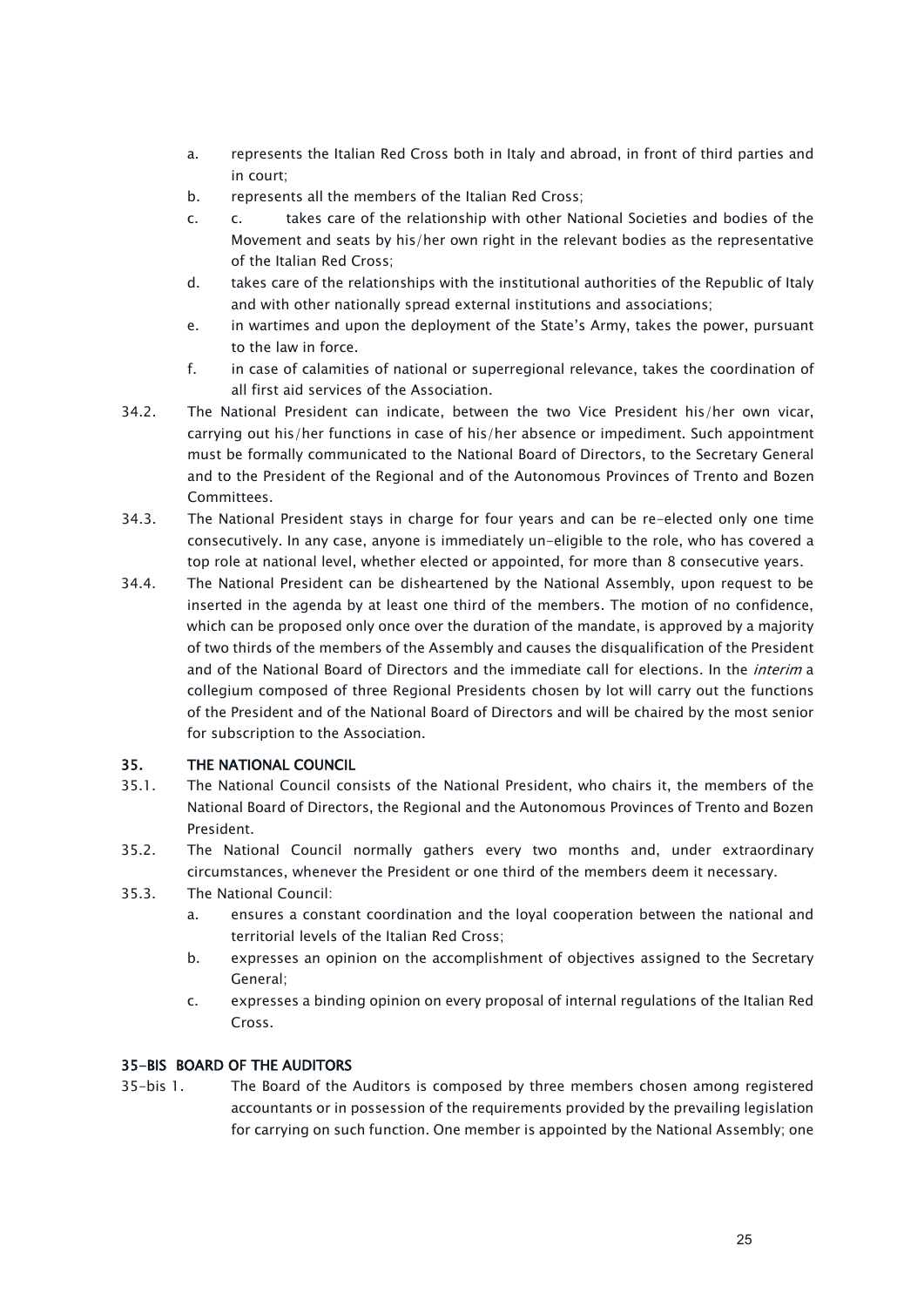a. represents the Italian Red Cross both in Italy and abroad, in front of third parties and in court;
b. represents all the members of the Italian Red Cross;
c. c. takes care of the relationship with other National Societies and bodies of the Movement and seats by his/her own right in the relevant bodies as the representative of the Italian Red Cross;
d. takes care of the relationships with the institutional authorities of the Republic of Italy and with other nationally spread external institutions and associations;
e. in wartimes and upon the deployment of the State's Army, takes the power, pursuant to the law in force.
f. in case of calamities of national or superregional relevance, takes the coordination of all first aid services of the Association.

34.2. The National President can indicate, between the two Vice President his/her own vicar, carrying out his/her functions in case of his/her absence or impediment. Such appointment must be formally communicated to the National Board of Directors, to the Secretary General and to the President of the Regional and of the Autonomous Provinces of Trento and Bozen Committees.

34.3. The National President stays in charge for four years and can be re-elected only one time consecutively. In any case, anyone is immediately un-eligible to the role, who has covered a top role at national level, whether elected or appointed, for more than 8 consecutive years.

34.4. The National President can be disheartened by the National Assembly, upon request to be inserted in the agenda by at least one third of the members. The motion of no confidence, which can be proposed only once over the duration of the mandate, is approved by a majority of two thirds of the members of the Assembly and causes the disqualification of the President and of the National Board of Directors and the immediate call for elections. In the *interim* a collegium composed of three Regional Presidents chosen by lot will carry out the functions of the President and of the National Board of Directors and will be chaired by the most senior for subscription to the Association.

## 35. THE NATIONAL COUNCIL

35.1. The National Council consists of the National President, who chairs it, the members of the National Board of Directors, the Regional and the Autonomous Provinces of Trento and Bozen President.

35.2. The National Council normally gathers every two months and, under extraordinary circumstances, whenever the President or one third of the members deem it necessary.

35.3. The National Council:

a. ensures a constant coordination and the loyal cooperation between the national and territorial levels of the Italian Red Cross;
b. expresses an opinion on the accomplishment of objectives assigned to the Secretary General;
c. expresses a binding opinion on every proposal of internal regulations of the Italian Red Cross.

## 35-BIS BOARD OF THE AUDITORS

35-bis 1. The Board of the Auditors is composed by three members chosen among registered accountants or in possession of the requirements provided by the prevailing legislation for carrying on such function. One member is appointed by the National Assembly; one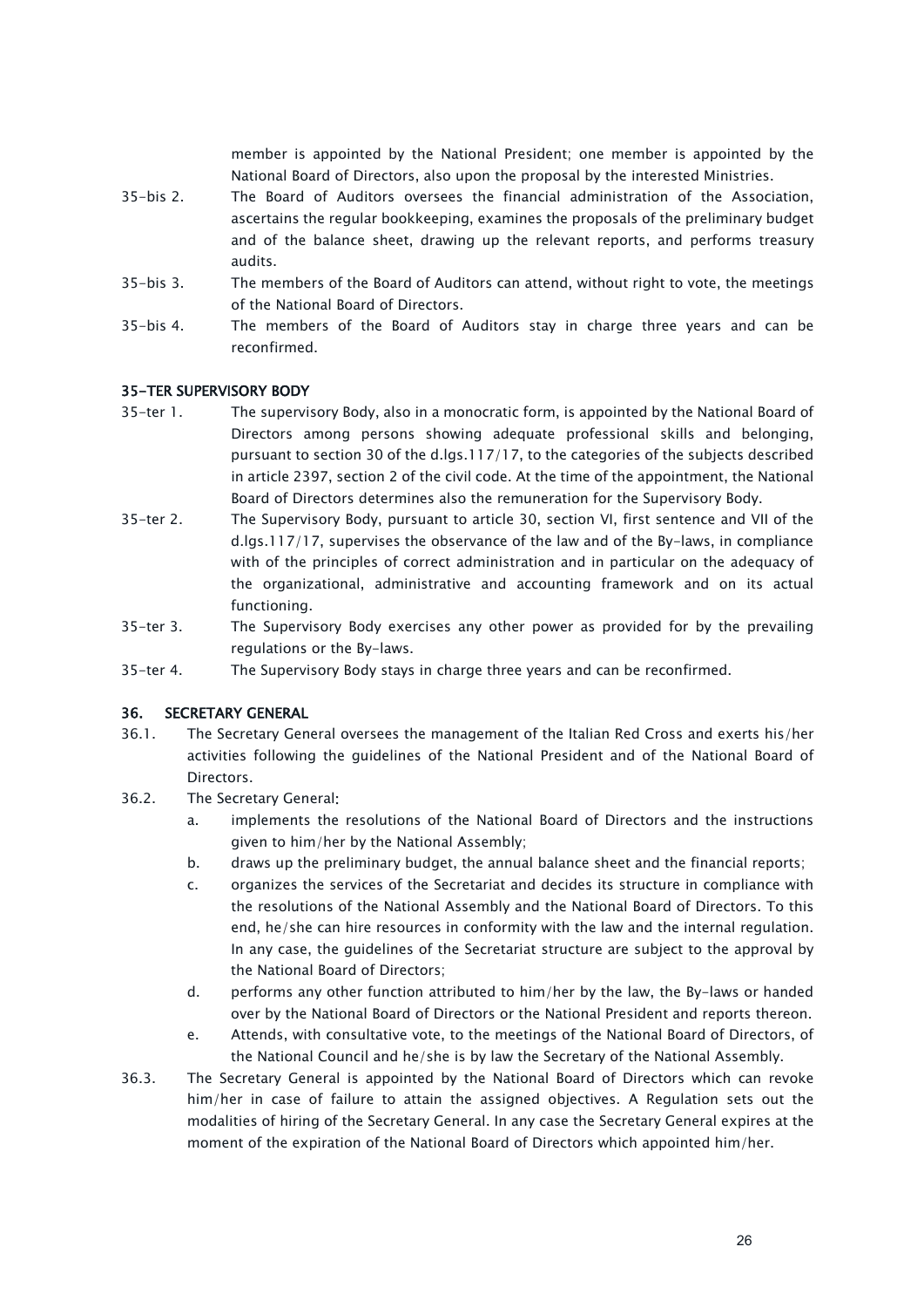member is appointed by the National President; one member is appointed by the National Board of Directors, also upon the proposal by the interested Ministries.

35-bis 2. The Board of Auditors oversees the financial administration of the Association, ascertains the regular bookkeeping, examines the proposals of the preliminary budget and of the balance sheet, drawing up the relevant reports, and performs treasury audits.

35-bis 3. The members of the Board of Auditors can attend, without right to vote, the meetings of the National Board of Directors.

35-bis 4. The members of the Board of Auditors stay in charge three years and can be reconfirmed.

### 35-TER SUPERVISORY BODY

35-ter 1. The supervisory Body, also in a monocratic form, is appointed by the National Board of Directors among persons showing adequate professional skills and belonging, pursuant to section 30 of the d.lgs.117/17, to the categories of the subjects described in article 2397, section 2 of the civil code. At the time of the appointment, the National Board of Directors determines also the remuneration for the Supervisory Body.

35-ter 2. The Supervisory Body, pursuant to article 30, section VI, first sentence and VII of the d.lgs.117/17, supervises the observance of the law and of the By-laws, in compliance with of the principles of correct administration and in particular on the adequacy of the organizational, administrative and accounting framework and on its actual functioning.

35-ter 3. The Supervisory Body exercises any other power as provided for by the prevailing regulations or the By-laws.

35-ter 4. The Supervisory Body stays in charge three years and can be reconfirmed.

### 36. SECRETARY GENERAL

36.1. The Secretary General oversees the management of the Italian Red Cross and exerts his/her activities following the guidelines of the National President and of the National Board of Directors.

36.2. The Secretary General:

a. implements the resolutions of the National Board of Directors and the instructions given to him/her by the National Assembly;

b. draws up the preliminary budget, the annual balance sheet and the financial reports;

c. organizes the services of the Secretariat and decides its structure in compliance with the resolutions of the National Assembly and the National Board of Directors. To this end, he/she can hire resources in conformity with the law and the internal regulation. In any case, the guidelines of the Secretariat structure are subject to the approval by the National Board of Directors;

d. performs any other function attributed to him/her by the law, the By-laws or handed over by the National Board of Directors or the National President and reports thereon.

e. Attends, with consultative vote, to the meetings of the National Board of Directors, of the National Council and he/she is by law the Secretary of the National Assembly.

36.3. The Secretary General is appointed by the National Board of Directors which can revoke him/her in case of failure to attain the assigned objectives. A Regulation sets out the modalities of hiring of the Secretary General. In any case the Secretary General expires at the moment of the expiration of the National Board of Directors which appointed him/her.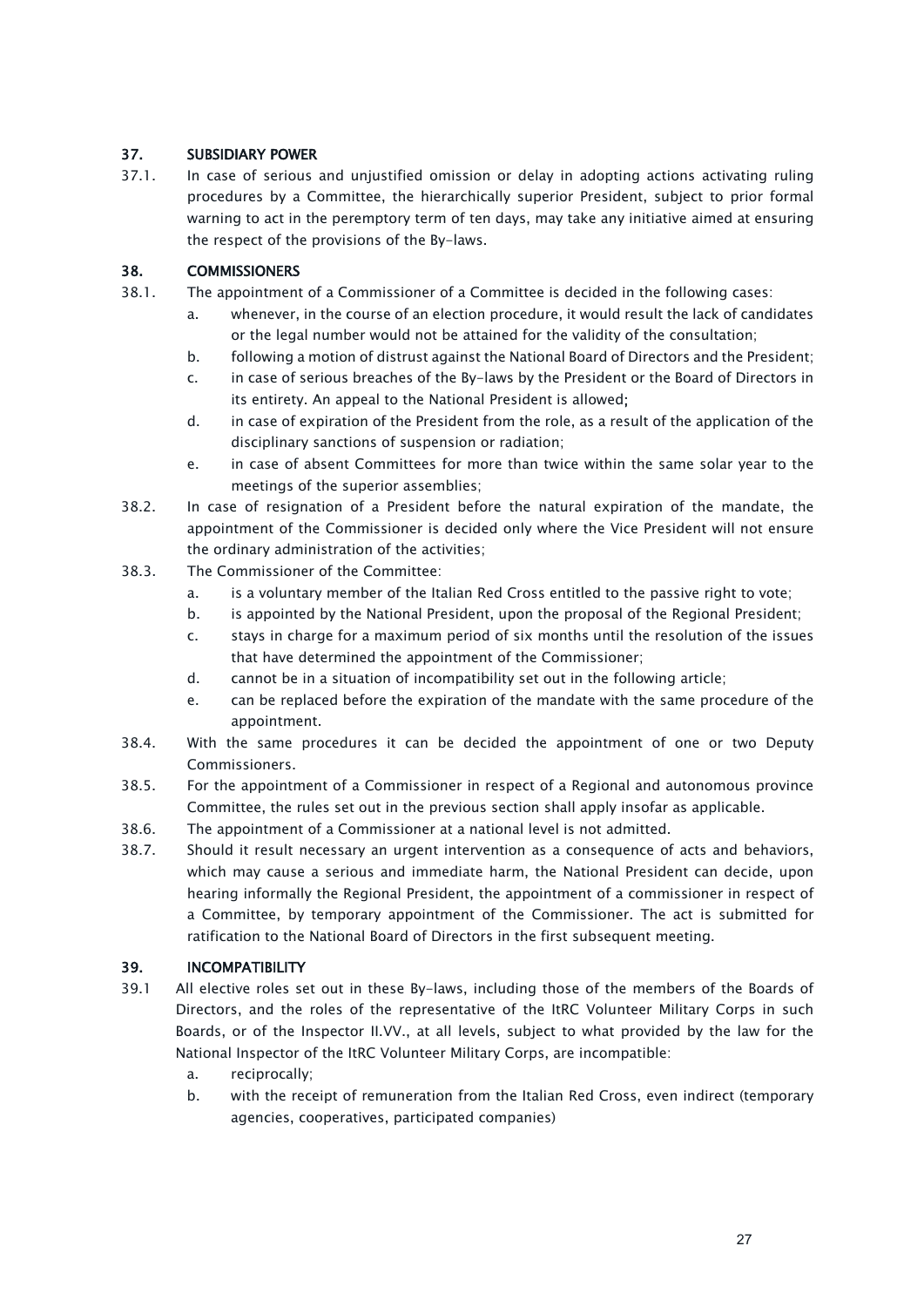## 37. SUBSIDIARY POWER

37.1. In case of serious and unjustified omission or delay in adopting actions activating ruling procedures by a Committee, the hierarchically superior President, subject to prior formal warning to act in the peremptory term of ten days, may take any initiative aimed at ensuring the respect of the provisions of the By-laws.

## 38. COMMISSIONERS

38.1. The appointment of a Commissioner of a Committee is decided in the following cases:

a. whenever, in the course of an election procedure, it would result the lack of candidates or the legal number would not be attained for the validity of the consultation;

b. following a motion of distrust against the National Board of Directors and the President;

c. in case of serious breaches of the By-laws by the President or the Board of Directors in its entirety. An appeal to the National President is allowed;

d. in case of expiration of the President from the role, as a result of the application of the disciplinary sanctions of suspension or radiation;

e. in case of absent Committees for more than twice within the same solar year to the meetings of the superior assemblies;

38.2. In case of resignation of a President before the natural expiration of the mandate, the appointment of the Commissioner is decided only where the Vice President will not ensure the ordinary administration of the activities;

38.3. The Commissioner of the Committee:

a. is a voluntary member of the Italian Red Cross entitled to the passive right to vote;

b. is appointed by the National President, upon the proposal of the Regional President;

c. stays in charge for a maximum period of six months until the resolution of the issues that have determined the appointment of the Commissioner;

d. cannot be in a situation of incompatibility set out in the following article;

e. can be replaced before the expiration of the mandate with the same procedure of the appointment.

38.4. With the same procedures it can be decided the appointment of one or two Deputy Commissioners.

38.5. For the appointment of a Commissioner in respect of a Regional and autonomous province Committee, the rules set out in the previous section shall apply insofar as applicable.

38.6. The appointment of a Commissioner at a national level is not admitted.

38.7. Should it result necessary an urgent intervention as a consequence of acts and behaviors, which may cause a serious and immediate harm, the National President can decide, upon hearing informally the Regional President, the appointment of a commissioner in respect of a Committee, by temporary appointment of the Commissioner. The act is submitted for ratification to the National Board of Directors in the first subsequent meeting.

## 39. INCOMPATIBILITY

39.1 All elective roles set out in these By-laws, including those of the members of the Boards of Directors, and the roles of the representative of the ItRC Volunteer Military Corps in such Boards, or of the Inspector II.VV., at all levels, subject to what provided by the law for the National Inspector of the ItRC Volunteer Military Corps, are incompatible:

a. reciprocally;

b. with the receipt of remuneration from the Italian Red Cross, even indirect (temporary agencies, cooperatives, participated companies)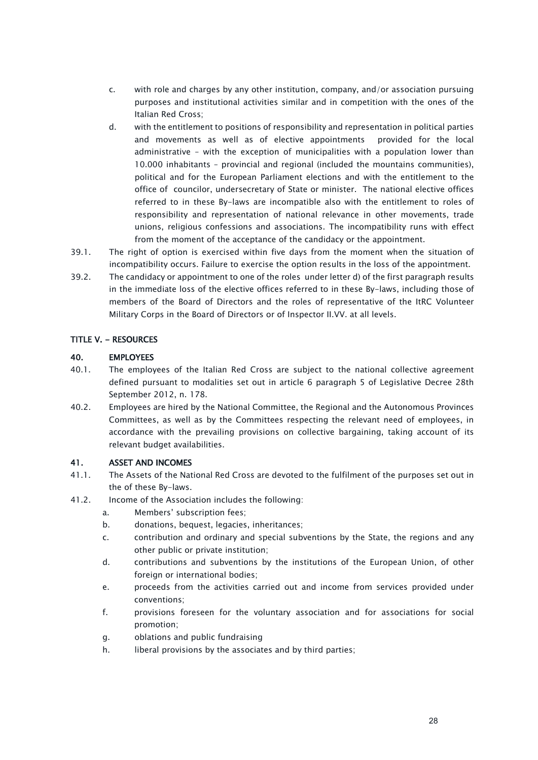c. with role and charges by any other institution, company, and/or association pursuing purposes and institutional activities similar and in competition with the ones of the Italian Red Cross;

d. with the entitlement to positions of responsibility and representation in political parties and movements as well as of elective appointments provided for the local administrative – with the exception of municipalities with a population lower than 10.000 inhabitants – provincial and regional (included the mountains communities), political and for the European Parliament elections and with the entitlement to the office of councilor, undersecretary of State or minister. The national elective offices referred to in these By-laws are incompatible also with the entitlement to roles of responsibility and representation of national relevance in other movements, trade unions, religious confessions and associations. The incompatibility runs with effect from the moment of the acceptance of the candidacy or the appointment.

39.1. The right of option is exercised within five days from the moment when the situation of incompatibility occurs. Failure to exercise the option results in the loss of the appointment.

39.2. The candidacy or appointment to one of the roles under letter d) of the first paragraph results in the immediate loss of the elective offices referred to in these By-laws, including those of members of the Board of Directors and the roles of representative of the ItRC Volunteer Military Corps in the Board of Directors or of Inspector II.VV. at all levels.

## TITLE V. - RESOURCES

### 40. EMPLOYEES

40.1. The employees of the Italian Red Cross are subject to the national collective agreement defined pursuant to modalities set out in article 6 paragraph 5 of Legislative Decree 28th September 2012, n. 178.

40.2. Employees are hired by the National Committee, the Regional and the Autonomous Provinces Committees, as well as by the Committees respecting the relevant need of employees, in accordance with the prevailing provisions on collective bargaining, taking account of its relevant budget availabilities.

### 41. ASSET AND INCOMES

41.1. The Assets of the National Red Cross are devoted to the fulfilment of the purposes set out in the of these By-laws.

41.2. Income of the Association includes the following:

a. Members' subscription fees;

b. donations, bequest, legacies, inheritances;

c. contribution and ordinary and special subventions by the State, the regions and any other public or private institution;

d. contributions and subventions by the institutions of the European Union, of other foreign or international bodies;

e. proceeds from the activities carried out and income from services provided under conventions;

f. provisions foreseen for the voluntary association and for associations for social promotion;

g. oblations and public fundraising

h. liberal provisions by the associates and by third parties;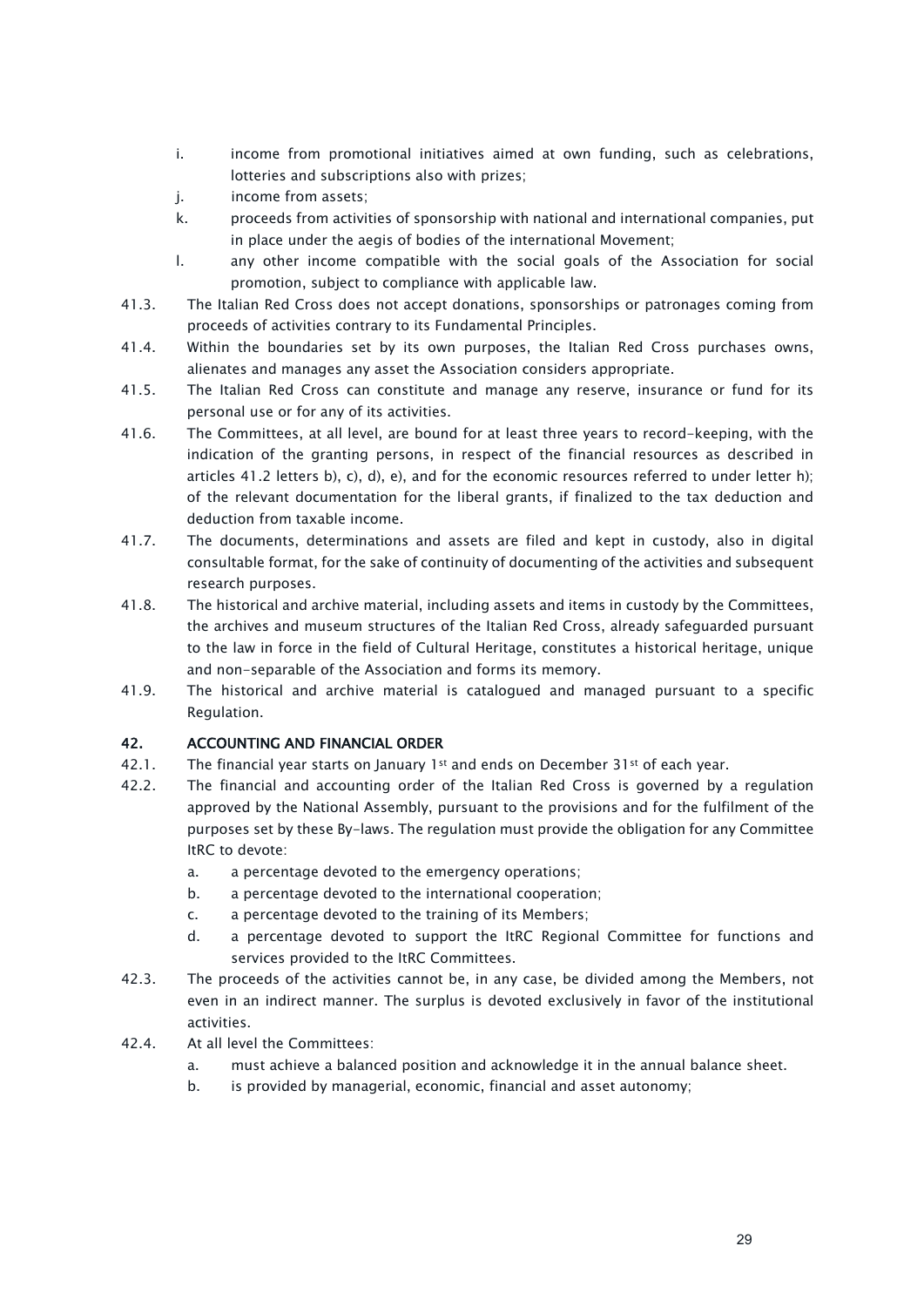i. income from promotional initiatives aimed at own funding, such as celebrations, lotteries and subscriptions also with prizes;
j. income from assets;
k. proceeds from activities of sponsorship with national and international companies, put in place under the aegis of bodies of the international Movement;
l. any other income compatible with the social goals of the Association for social promotion, subject to compliance with applicable law.

41.3. The Italian Red Cross does not accept donations, sponsorships or patronages coming from proceeds of activities contrary to its Fundamental Principles.

41.4. Within the boundaries set by its own purposes, the Italian Red Cross purchases owns, alienates and manages any asset the Association considers appropriate.

41.5. The Italian Red Cross can constitute and manage any reserve, insurance or fund for its personal use or for any of its activities.

41.6. The Committees, at all level, are bound for at least three years to record-keeping, with the indication of the granting persons, in respect of the financial resources as described in articles 41.2 letters b), c), d), e), and for the economic resources referred to under letter h); of the relevant documentation for the liberal grants, if finalized to the tax deduction and deduction from taxable income.

41.7. The documents, determinations and assets are filed and kept in custody, also in digital consultable format, for the sake of continuity of documenting of the activities and subsequent research purposes.

41.8. The historical and archive material, including assets and items in custody by the Committees, the archives and museum structures of the Italian Red Cross, already safeguarded pursuant to the law in force in the field of Cultural Heritage, constitutes a historical heritage, unique and non-separable of the Association and forms its memory.

41.9. The historical and archive material is catalogued and managed pursuant to a specific Regulation.

## 42. ACCOUNTING AND FINANCIAL ORDER

42.1. The financial year starts on January 1st and ends on December 31st of each year.

42.2. The financial and accounting order of the Italian Red Cross is governed by a regulation approved by the National Assembly, pursuant to the provisions and for the fulfilment of the purposes set by these By-laws. The regulation must provide the obligation for any Committee ItRC to devote:

a. a percentage devoted to the emergency operations;
b. a percentage devoted to the international cooperation;
c. a percentage devoted to the training of its Members;
d. a percentage devoted to support the ItRC Regional Committee for functions and services provided to the ItRC Committees.

42.3. The proceeds of the activities cannot be, in any case, be divided among the Members, not even in an indirect manner. The surplus is devoted exclusively in favor of the institutional activities.

42.4. At all level the Committees:

a. must achieve a balanced position and acknowledge it in the annual balance sheet.
b. is provided by managerial, economic, financial and asset autonomy;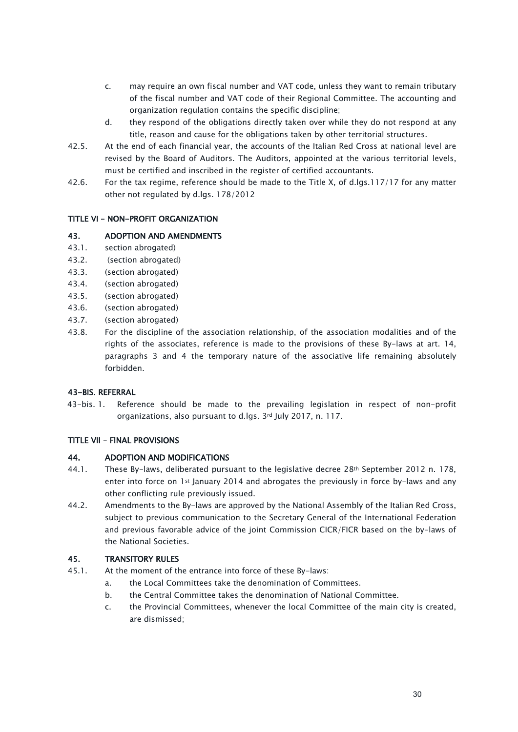c. may require an own fiscal number and VAT code, unless they want to remain tributary of the fiscal number and VAT code of their Regional Committee. The accounting and organization regulation contains the specific discipline;

d. they respond of the obligations directly taken over while they do not respond at any title, reason and cause for the obligations taken by other territorial structures.

42.5. At the end of each financial year, the accounts of the Italian Red Cross at national level are revised by the Board of Auditors. The Auditors, appointed at the various territorial levels, must be certified and inscribed in the register of certified accountants.

42.6. For the tax regime, reference should be made to the Title X, of d.lgs.117/17 for any matter other not regulated by d.lgs. 178/2012

## TITLE VI – NON-PROFIT ORGANIZATION

### 43. ADOPTION AND AMENDMENTS

43.1. section abrogated)

43.2. (section abrogated)

43.3. (section abrogated)

43.4. (section abrogated)

43.5. (section abrogated)

43.6. (section abrogated)

43.7. (section abrogated)

43.8. For the discipline of the association relationship, of the association modalities and of the rights of the associates, reference is made to the provisions of these By-laws at art. 14, paragraphs 3 and 4 the temporary nature of the associative life remaining absolutely forbidden.

### 43-BIS. REFERRAL

43-bis. 1. Reference should be made to the prevailing legislation in respect of non-profit organizations, also pursuant to d.lgs. 3rd July 2017, n. 117.

## TITLE VII – FINAL PROVISIONS

### 44. ADOPTION AND MODIFICATIONS

44.1. These By-laws, deliberated pursuant to the legislative decree 28th September 2012 n. 178, enter into force on 1st January 2014 and abrogates the previously in force by-laws and any other conflicting rule previously issued.

44.2. Amendments to the By-laws are approved by the National Assembly of the Italian Red Cross, subject to previous communication to the Secretary General of the International Federation and previous favorable advice of the joint Commission CICR/FICR based on the by-laws of the National Societies.

### 45. TRANSITORY RULES

45.1. At the moment of the entrance into force of these By-laws:

a. the Local Committees take the denomination of Committees.

b. the Central Committee takes the denomination of National Committee.

c. the Provincial Committees, whenever the local Committee of the main city is created, are dismissed;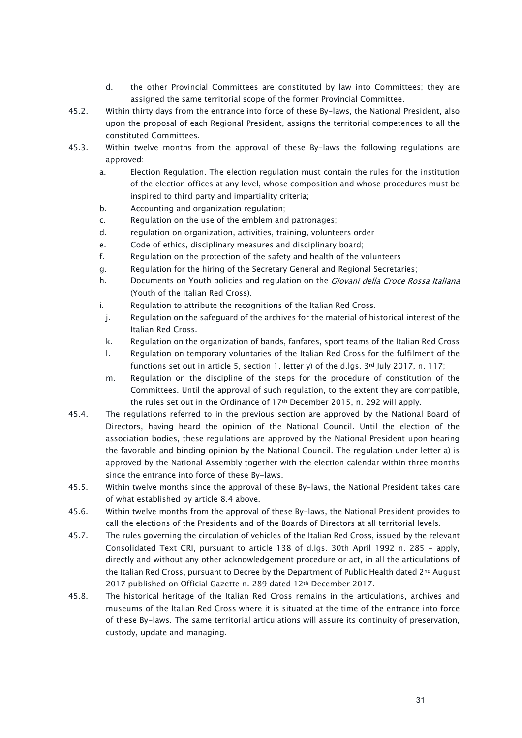d. the other Provincial Committees are constituted by law into Committees; they are assigned the same territorial scope of the former Provincial Committee.

45.2. Within thirty days from the entrance into force of these By-laws, the National President, also upon the proposal of each Regional President, assigns the territorial competences to all the constituted Committees.

45.3. Within twelve months from the approval of these By-laws the following regulations are approved:

a. Election Regulation. The election regulation must contain the rules for the institution of the election offices at any level, whose composition and whose procedures must be inspired to third party and impartiality criteria;
b. Accounting and organization regulation;
c. Regulation on the use of the emblem and patronages;
d. regulation on organization, activities, training, volunteers order
e. Code of ethics, disciplinary measures and disciplinary board;
f. Regulation on the protection of the safety and health of the volunteers
g. Regulation for the hiring of the Secretary General and Regional Secretaries;
h. Documents on Youth policies and regulation on the *Giovani della Croce Rossa Italiana* (Youth of the Italian Red Cross).
i. Regulation to attribute the recognitions of the Italian Red Cross.
j. Regulation on the safeguard of the archives for the material of historical interest of the Italian Red Cross.
k. Regulation on the organization of bands, fanfares, sport teams of the Italian Red Cross
l. Regulation on temporary voluntaries of the Italian Red Cross for the fulfilment of the functions set out in article 5, section 1, letter y) of the d.lgs. 3rd July 2017, n. 117;
m. Regulation on the discipline of the steps for the procedure of constitution of the Committees. Until the approval of such regulation, to the extent they are compatible, the rules set out in the Ordinance of 17th December 2015, n. 292 will apply.

45.4. The regulations referred to in the previous section are approved by the National Board of Directors, having heard the opinion of the National Council. Until the election of the association bodies, these regulations are approved by the National President upon hearing the favorable and binding opinion by the National Council. The regulation under letter a) is approved by the National Assembly together with the election calendar within three months since the entrance into force of these By-laws.

45.5. Within twelve months since the approval of these By-laws, the National President takes care of what established by article 8.4 above.

45.6. Within twelve months from the approval of these By-laws, the National President provides to call the elections of the Presidents and of the Boards of Directors at all territorial levels.

45.7. The rules governing the circulation of vehicles of the Italian Red Cross, issued by the relevant Consolidated Text CRI, pursuant to article 138 of d.lgs. 30th April 1992 n. 285 - apply, directly and without any other acknowledgement procedure or act, in all the articulations of the Italian Red Cross, pursuant to Decree by the Department of Public Health dated 2nd August 2017 published on Official Gazette n. 289 dated 12th December 2017.

45.8. The historical heritage of the Italian Red Cross remains in the articulations, archives and museums of the Italian Red Cross where it is situated at the time of the entrance into force of these By-laws. The same territorial articulations will assure its continuity of preservation, custody, update and managing.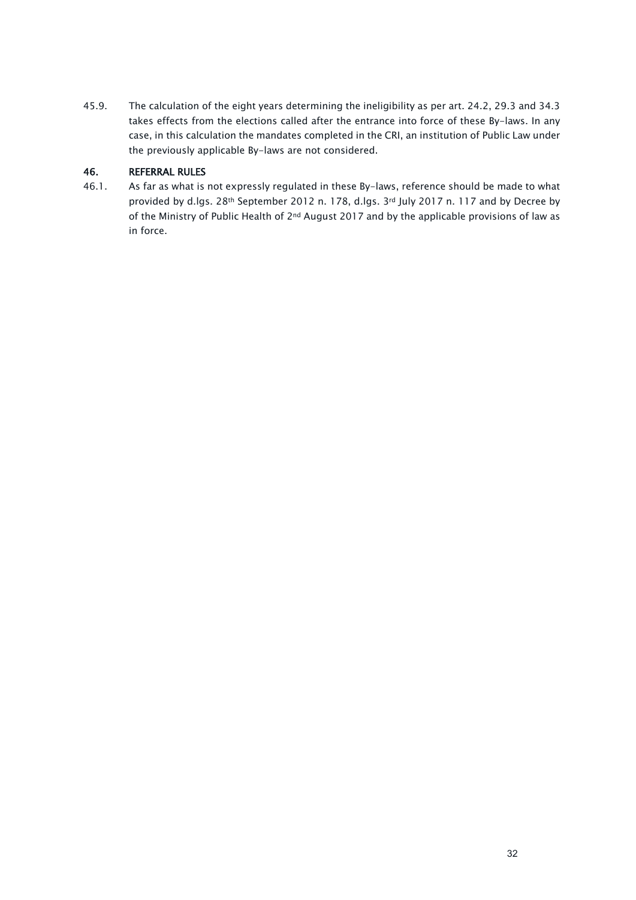45.9. The calculation of the eight years determining the ineligibility as per art. 24.2, 29.3 and 34.3 takes effects from the elections called after the entrance into force of these By-laws. In any case, in this calculation the mandates completed in the CRI, an institution of Public Law under the previously applicable By-laws are not considered.

## 46. REFERRAL RULES

46.1. As far as what is not expressly regulated in these By-laws, reference should be made to what provided by d.lgs. 28th September 2012 n. 178, d.lgs. 3rd July 2017 n. 117 and by Decree by of the Ministry of Public Health of 2nd August 2017 and by the applicable provisions of law as in force.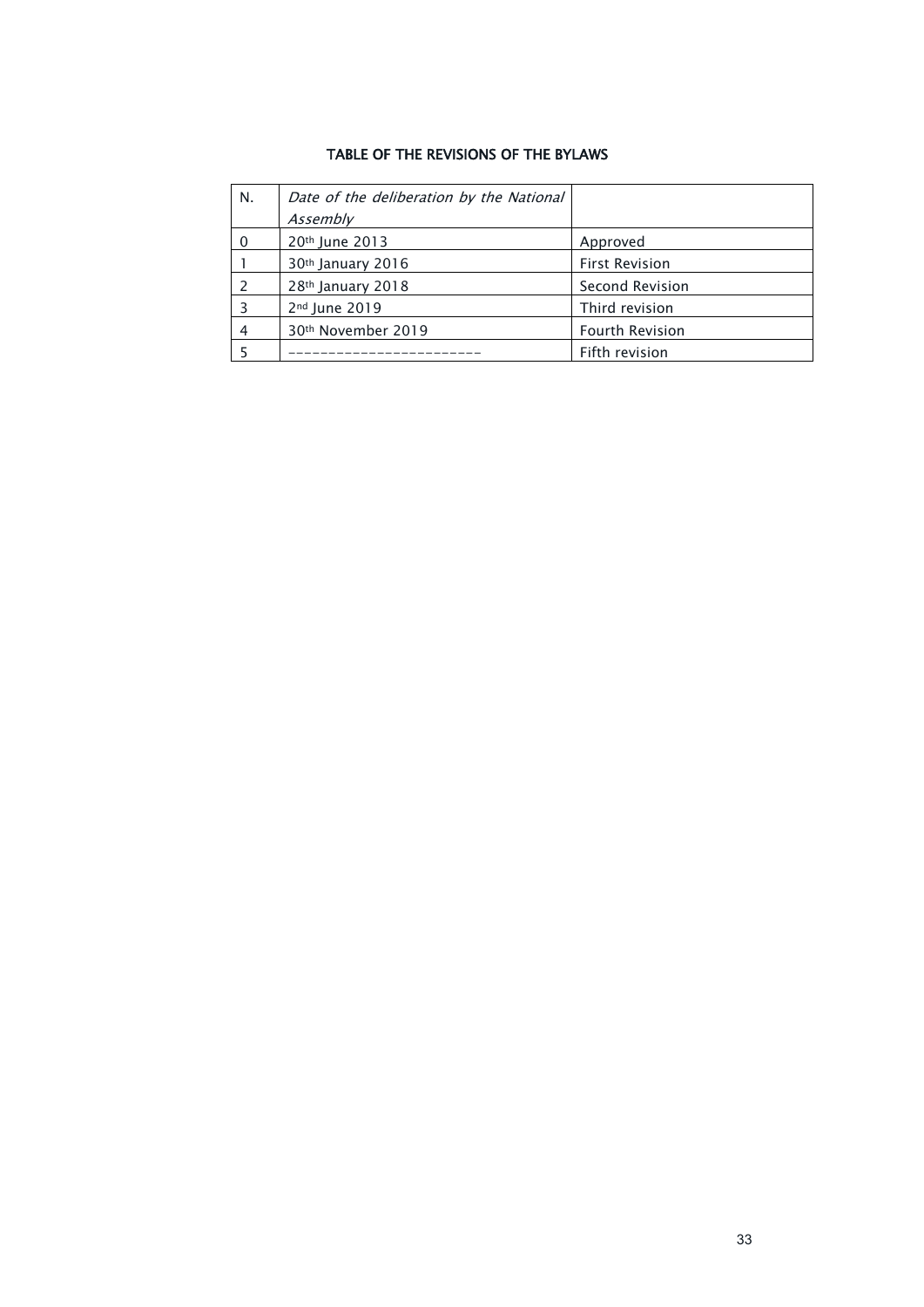## TABLE OF THE REVISIONS OF THE BYLAWS

| N. | *Date of the deliberation by the National Assembly* | |
|---|---|---|
| 0 | 20th June 2013 | Approved |
| 1 | 30th January 2016 | First Revision |
| 2 | 28th January 2018 | Second Revision |
| 3 | 2nd June 2019 | Third revision |
| 4 | 30th November 2019 | Fourth Revision |
| 5 | ----------------------- | Fifth revision |